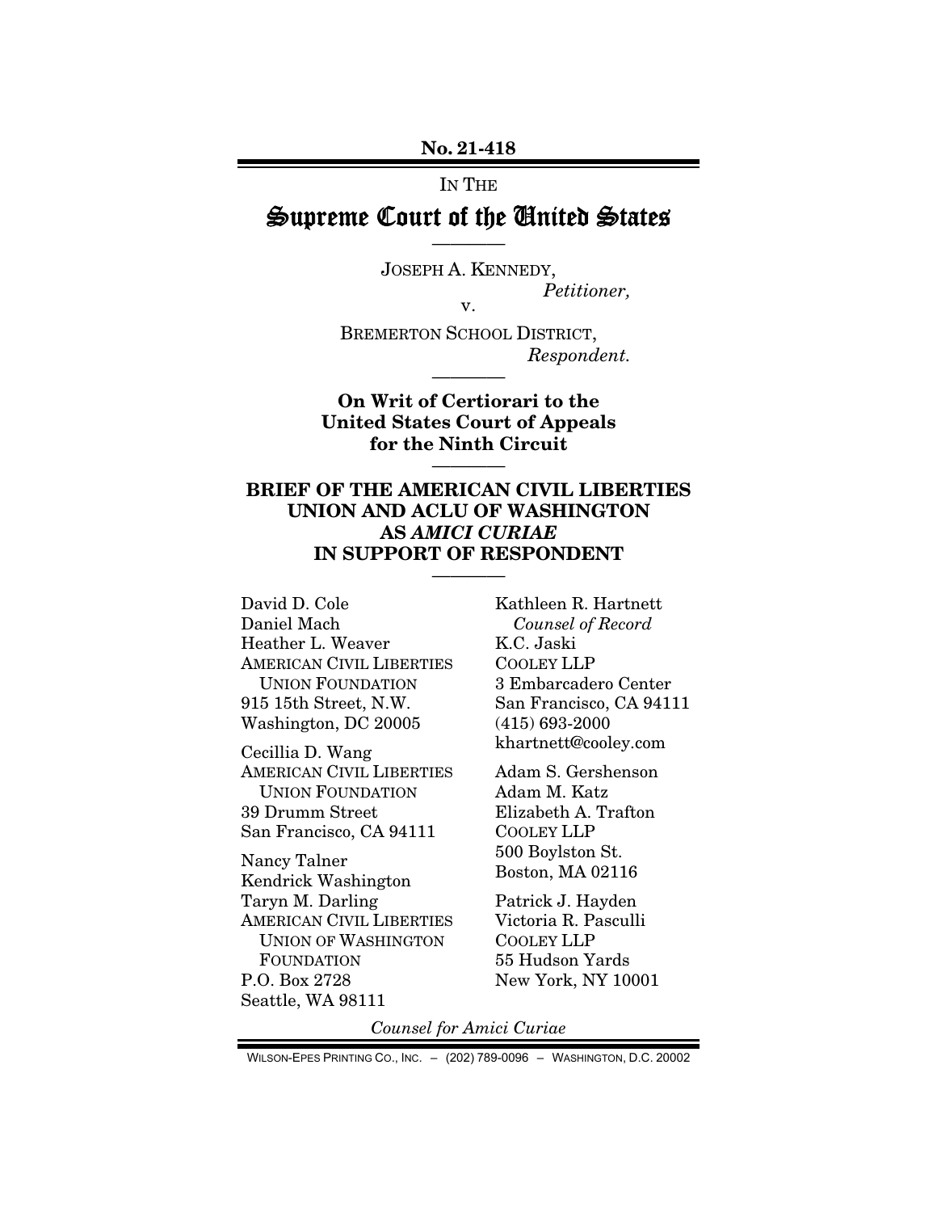No. 21-418

IN THE

# Supreme Court of the United States

————

JOSEPH A. KENNEDY,
*Petitioner,*

v.

BREMERTON SCHOOL DISTRICT,
*Respondent.*

————

**On Writ of Certiorari to the United States Court of Appeals for the Ninth Circuit**

————

## BRIEF OF THE AMERICAN CIVIL LIBERTIES UNION AND ACLU OF WASHINGTON AS *AMICI CURIAE* IN SUPPORT OF RESPONDENT

————

David D. Cole
Daniel Mach
Heather L. Weaver
AMERICAN CIVIL LIBERTIES UNION FOUNDATION
915 15th Street, N.W.
Washington, DC 20005

Cecillia D. Wang
AMERICAN CIVIL LIBERTIES UNION FOUNDATION
39 Drumm Street
San Francisco, CA 94111

Nancy Talner
Kendrick Washington
Taryn M. Darling
AMERICAN CIVIL LIBERTIES UNION OF WASHINGTON FOUNDATION
P.O. Box 2728
Seattle, WA 98111

Kathleen R. Hartnett
*Counsel of Record*
K.C. Jaski
COOLEY LLP
3 Embarcadero Center
San Francisco, CA 94111
(415) 693-2000
khartnett@cooley.com

Adam S. Gershenson
Adam M. Katz
Elizabeth A. Trafton
COOLEY LLP
500 Boylston St.
Boston, MA 02116

Patrick J. Hayden
Victoria R. Pasculli
COOLEY LLP
55 Hudson Yards
New York, NY 10001

*Counsel for Amici Curiae*

WILSON-EPES PRINTING CO., INC. – (202) 789-0096 – WASHINGTON, D.C. 20002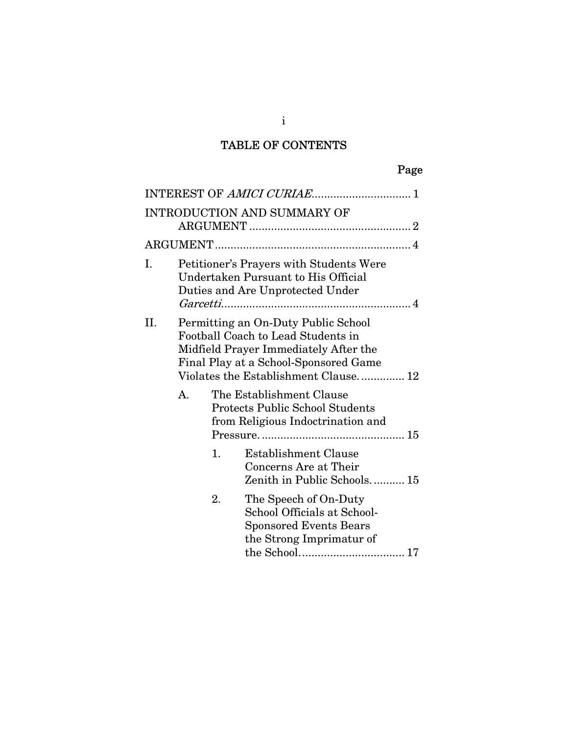# TABLE OF CONTENTS

| | Page |
|---|---|
| INTEREST OF *AMICI CURIAE* | 1 |
| INTRODUCTION AND SUMMARY OF ARGUMENT | 2 |
| ARGUMENT | 4 |
| I. Petitioner's Prayers with Students Were Undertaken Pursuant to His Official Duties and Are Unprotected Under *Garcetti* | 4 |
| II. Permitting an On-Duty Public School Football Coach to Lead Students in Midfield Prayer Immediately After the Final Play at a School-Sponsored Game Violates the Establishment Clause. | 12 |
| A. The Establishment Clause Protects Public School Students from Religious Indoctrination and Pressure. | 15 |
| 1. Establishment Clause Concerns Are at Their Zenith in Public Schools. | 15 |
| 2. The Speech of On-Duty School Officials at School-Sponsored Events Bears the Strong Imprimatur of the School. | 17 |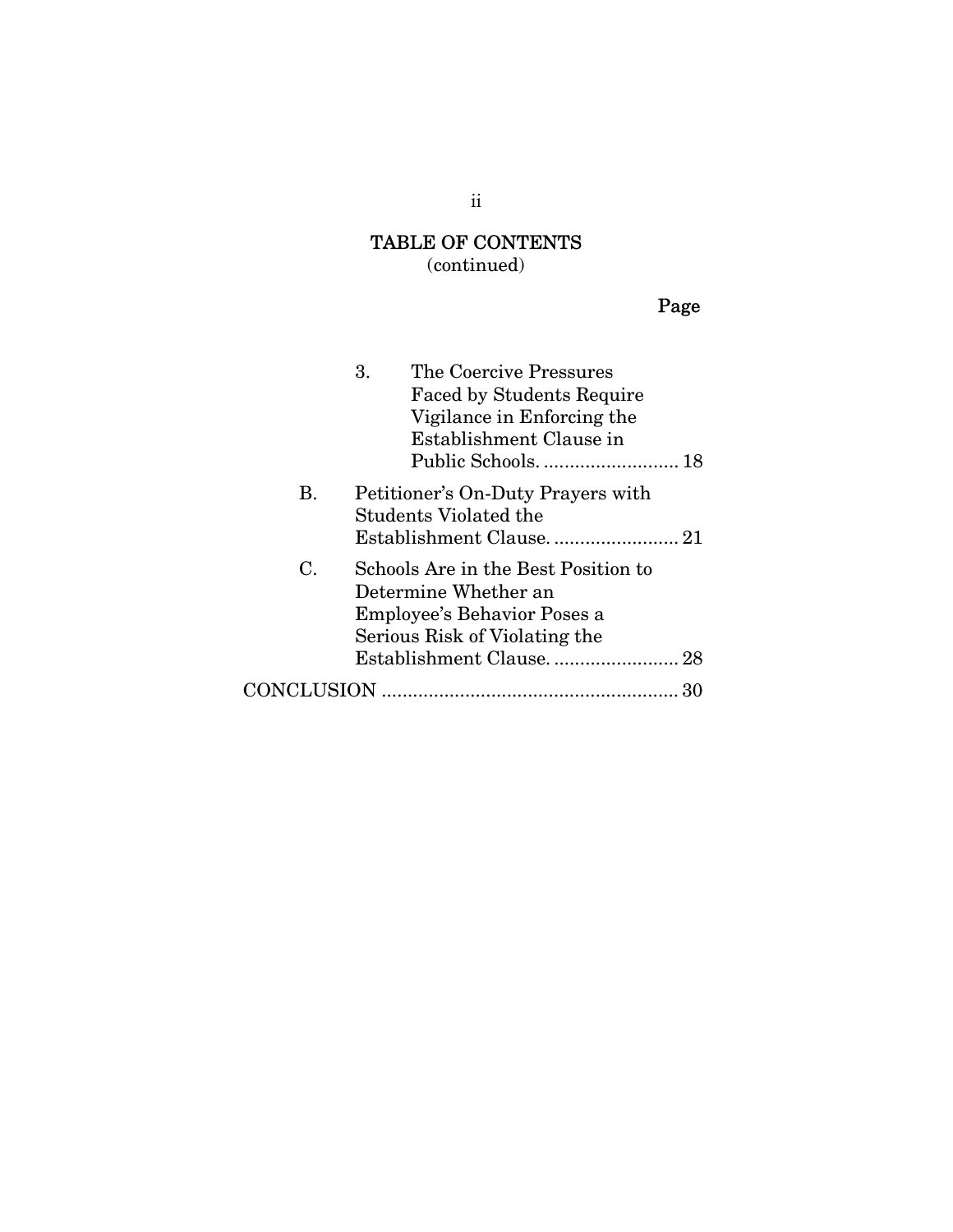## TABLE OF CONTENTS
(continued)

Page

3. The Coercive Pressures Faced by Students Require Vigilance in Enforcing the Establishment Clause in Public Schools. .......................... 18

B. Petitioner's On-Duty Prayers with Students Violated the Establishment Clause. ........................ 21

C. Schools Are in the Best Position to Determine Whether an Employee's Behavior Poses a Serious Risk of Violating the Establishment Clause. ........................ 28

CONCLUSION ........................................................ 30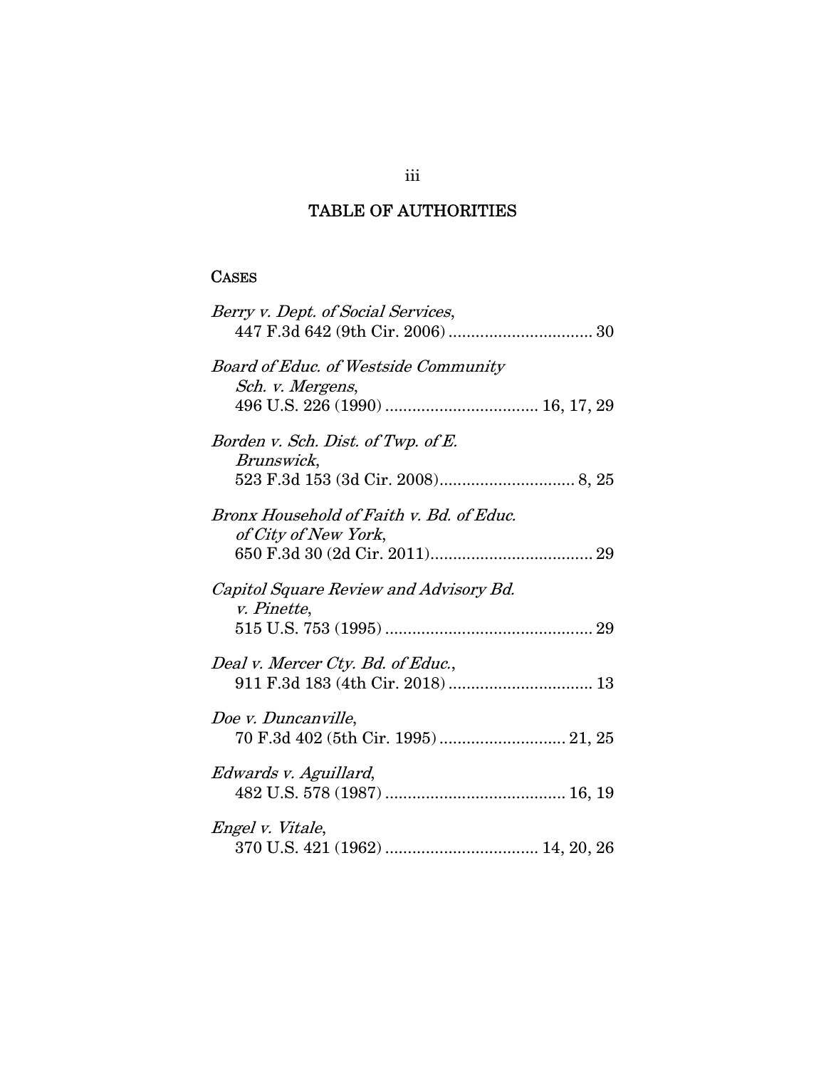# TABLE OF AUTHORITIES

## CASES

*Berry v. Dept. of Social Services*, 447 F.3d 642 (9th Cir. 2006) ................................ 30

*Board of Educ. of Westside Community Sch. v. Mergens*, 496 U.S. 226 (1990) .................................. 16, 17, 29

*Borden v. Sch. Dist. of Twp. of E. Brunswick*, 523 F.3d 153 (3d Cir. 2008).............................. 8, 25

*Bronx Household of Faith v. Bd. of Educ. of City of New York*, 650 F.3d 30 (2d Cir. 2011).................................... 29

*Capitol Square Review and Advisory Bd. v. Pinette*, 515 U.S. 753 (1995) ............................................. 29

*Deal v. Mercer Cty. Bd. of Educ.*, 911 F.3d 183 (4th Cir. 2018) ................................ 13

*Doe v. Duncanville*, 70 F.3d 402 (5th Cir. 1995) ............................ 21, 25

*Edwards v. Aguillard*, 482 U.S. 578 (1987) ........................................ 16, 19

*Engel v. Vitale*, 370 U.S. 421 (1962) .................................. 14, 20, 26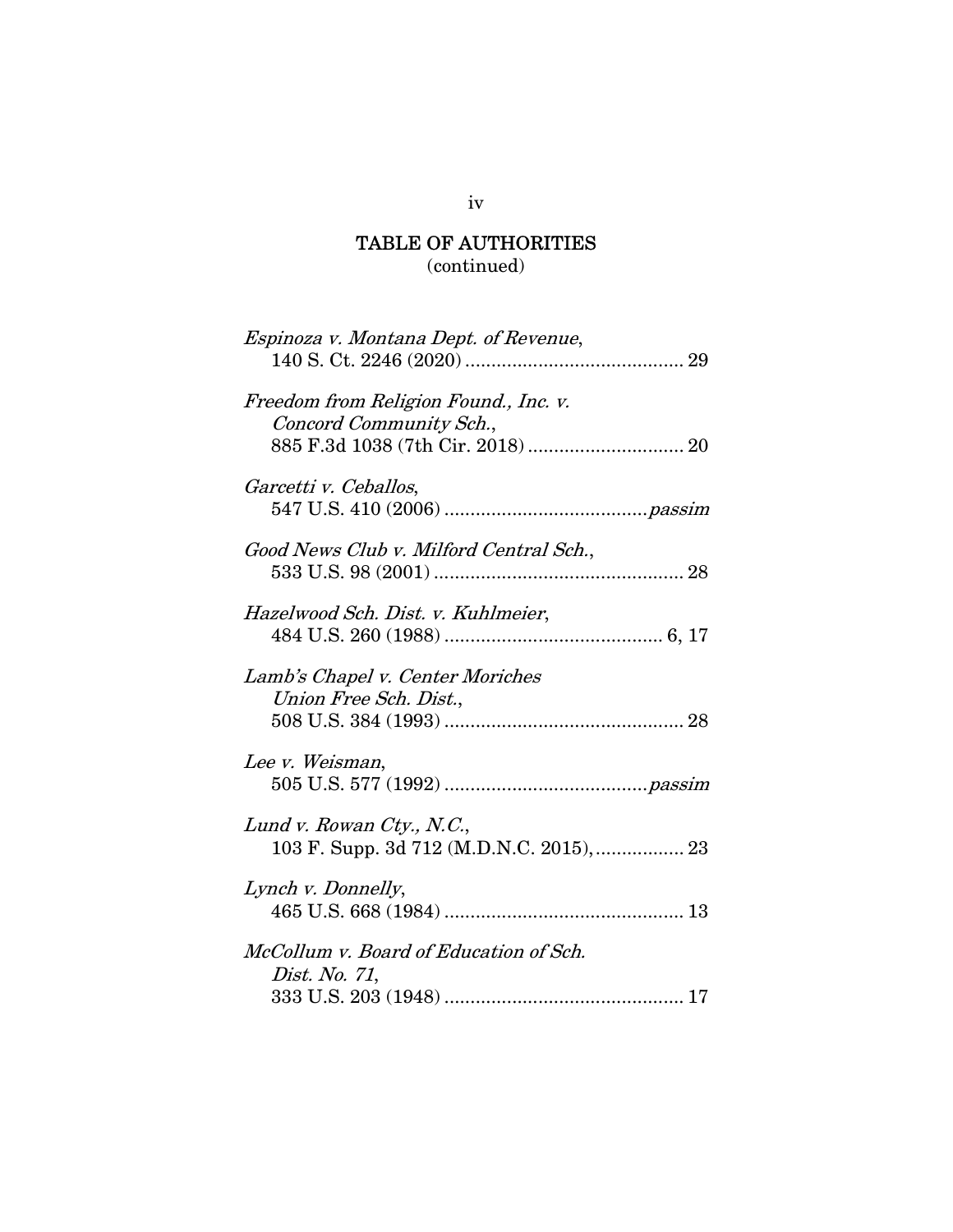## TABLE OF AUTHORITIES
(continued)

*Espinoza v. Montana Dept. of Revenue*,
140 S. Ct. 2246 (2020) .......................................... 29

*Freedom from Religion Found., Inc. v. Concord Community Sch.*,
885 F.3d 1038 (7th Cir. 2018) ............................. 20

*Garcetti v. Ceballos*,
547 U.S. 410 (2006) ....................................... *passim*

*Good News Club v. Milford Central Sch.*,
533 U.S. 98 (2001) ................................................ 28

*Hazelwood Sch. Dist. v. Kuhlmeier*,
484 U.S. 260 (1988) .......................................... 6, 17

*Lamb's Chapel v. Center Moriches Union Free Sch. Dist.*,
508 U.S. 384 (1993) .............................................. 28

*Lee v. Weisman*,
505 U.S. 577 (1992) ....................................... *passim*

*Lund v. Rowan Cty., N.C.*,
103 F. Supp. 3d 712 (M.D.N.C. 2015), ................. 23

*Lynch v. Donnelly*,
465 U.S. 668 (1984) .............................................. 13

*McCollum v. Board of Education of Sch. Dist. No. 71*,
333 U.S. 203 (1948) .............................................. 17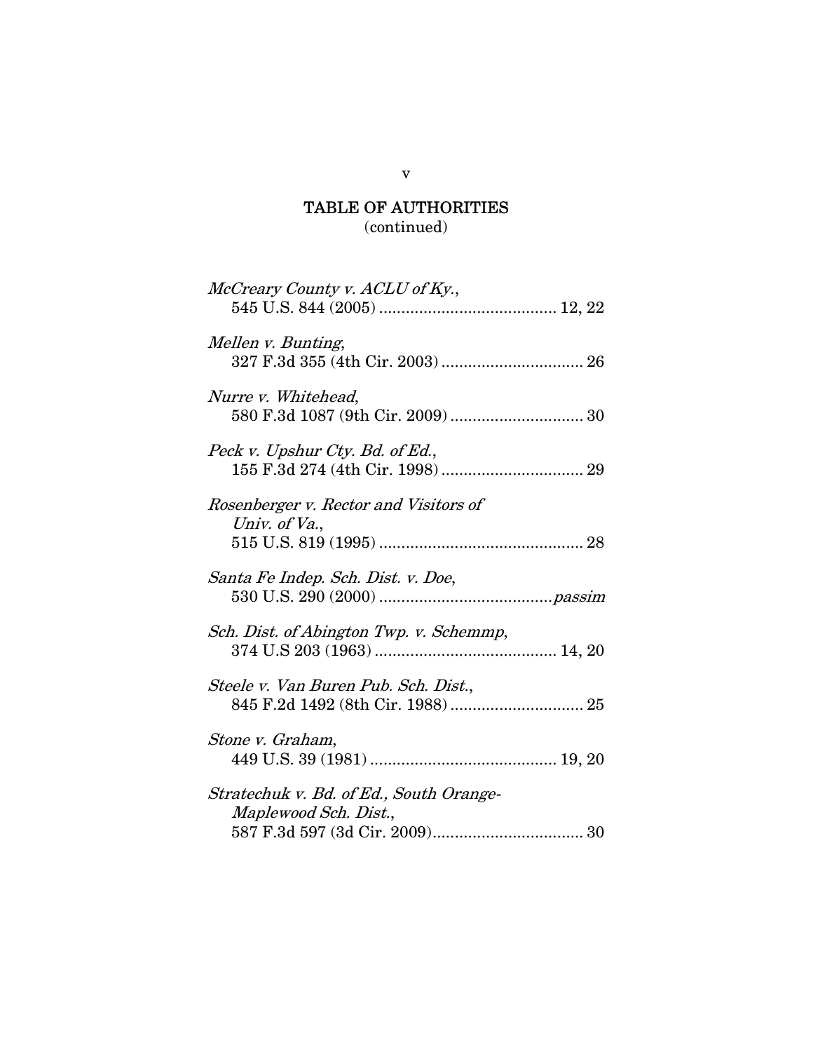## TABLE OF AUTHORITIES
(continued)

*McCreary County v. ACLU of Ky.*,
545 U.S. 844 (2005) ........................................ 12, 22

*Mellen v. Bunting*,
327 F.3d 355 (4th Cir. 2003) ................................ 26

*Nurre v. Whitehead*,
580 F.3d 1087 (9th Cir. 2009) .............................. 30

*Peck v. Upshur Cty. Bd. of Ed.*,
155 F.3d 274 (4th Cir. 1998) ................................ 29

*Rosenberger v. Rector and Visitors of Univ. of Va.*,
515 U.S. 819 (1995) .............................................. 28

*Santa Fe Indep. Sch. Dist. v. Doe*,
530 U.S. 290 (2000) .......................................*passim*

*Sch. Dist. of Abington Twp. v. Schemmp*,
374 U.S 203 (1963) ......................................... 14, 20

*Steele v. Van Buren Pub. Sch. Dist.*,
845 F.2d 1492 (8th Cir. 1988) .............................. 25

*Stone v. Graham*,
449 U.S. 39 (1981) .......................................... 19, 20

*Stratechuk v. Bd. of Ed., South Orange-Maplewood Sch. Dist.*,
587 F.3d 597 (3d Cir. 2009).................................. 30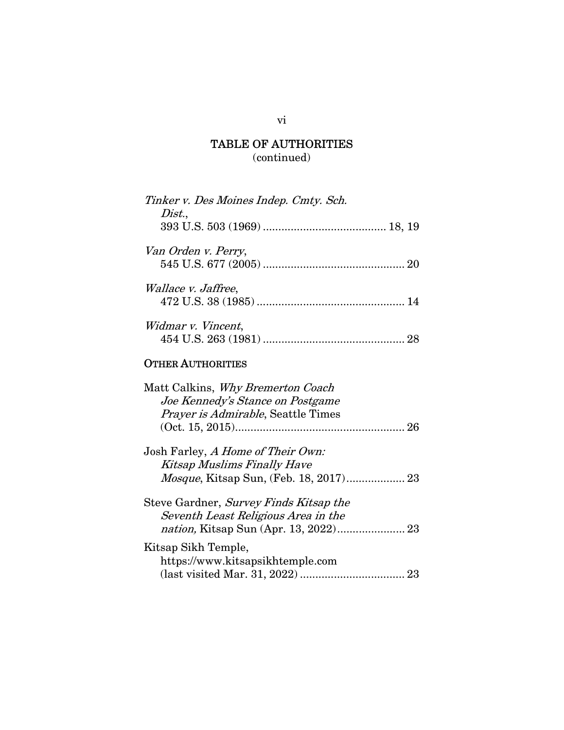## TABLE OF AUTHORITIES
(continued)

*Tinker v. Des Moines Indep. Cmty. Sch. Dist.*,
393 U.S. 503 (1969) ........................................ 18, 19

*Van Orden v. Perry*,
545 U.S. 677 (2005) ............................................. 20

*Wallace v. Jaffree*,
472 U.S. 38 (1985) ................................................ 14

*Widmar v. Vincent*,
454 U.S. 263 (1981) .............................................. 28

### OTHER AUTHORITIES

Matt Calkins, *Why Bremerton Coach Joe Kennedy's Stance on Postgame Prayer is Admirable*, Seattle Times (Oct. 15, 2015)........................................................ 26

Josh Farley, *A Home of Their Own: Kitsap Muslims Finally Have Mosque*, Kitsap Sun, (Feb. 18, 2017)................... 23

Steve Gardner, *Survey Finds Kitsap the Seventh Least Religious Area in the nation,* Kitsap Sun (Apr. 13, 2022)...................... 23

Kitsap Sikh Temple,
https://www.kitsapsikhtemple.com
(last visited Mar. 31, 2022) .................................. 23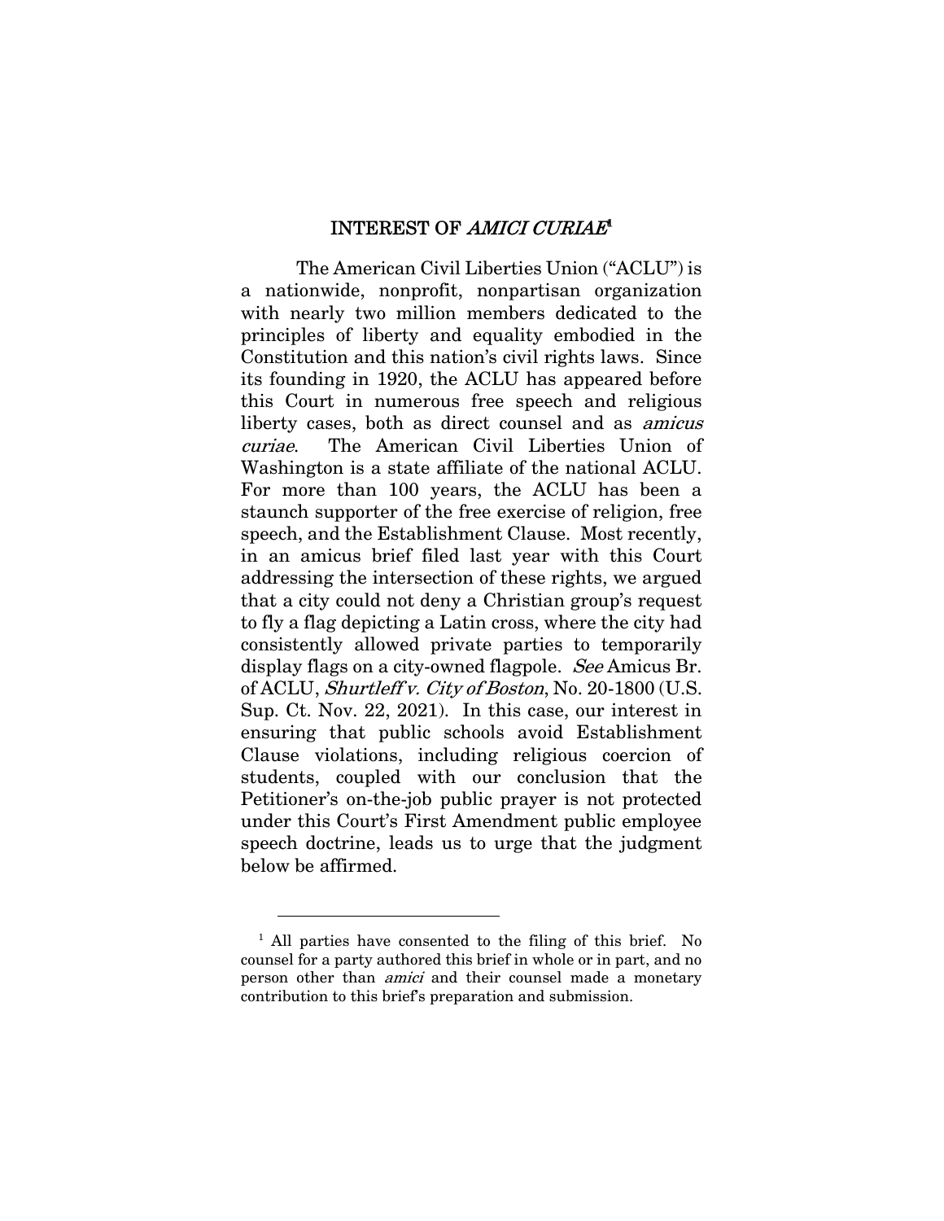## INTEREST OF *AMICI CURIAE*[1]

The American Civil Liberties Union ("ACLU") is a nationwide, nonprofit, nonpartisan organization with nearly two million members dedicated to the principles of liberty and equality embodied in the Constitution and this nation's civil rights laws. Since its founding in 1920, the ACLU has appeared before this Court in numerous free speech and religious liberty cases, both as direct counsel and as *amicus curiae*. The American Civil Liberties Union of Washington is a state affiliate of the national ACLU. For more than 100 years, the ACLU has been a staunch supporter of the free exercise of religion, free speech, and the Establishment Clause. Most recently, in an amicus brief filed last year with this Court addressing the intersection of these rights, we argued that a city could not deny a Christian group's request to fly a flag depicting a Latin cross, where the city had consistently allowed private parties to temporarily display flags on a city-owned flagpole. *See* Amicus Br. of ACLU, *Shurtleff v. City of Boston*, No. 20-1800 (U.S. Sup. Ct. Nov. 22, 2021). In this case, our interest in ensuring that public schools avoid Establishment Clause violations, including religious coercion of students, coupled with our conclusion that the Petitioner's on-the-job public prayer is not protected under this Court's First Amendment public employee speech doctrine, leads us to urge that the judgment below be affirmed.

---

[1] All parties have consented to the filing of this brief. No counsel for a party authored this brief in whole or in part, and no person other than *amici* and their counsel made a monetary contribution to this brief's preparation and submission.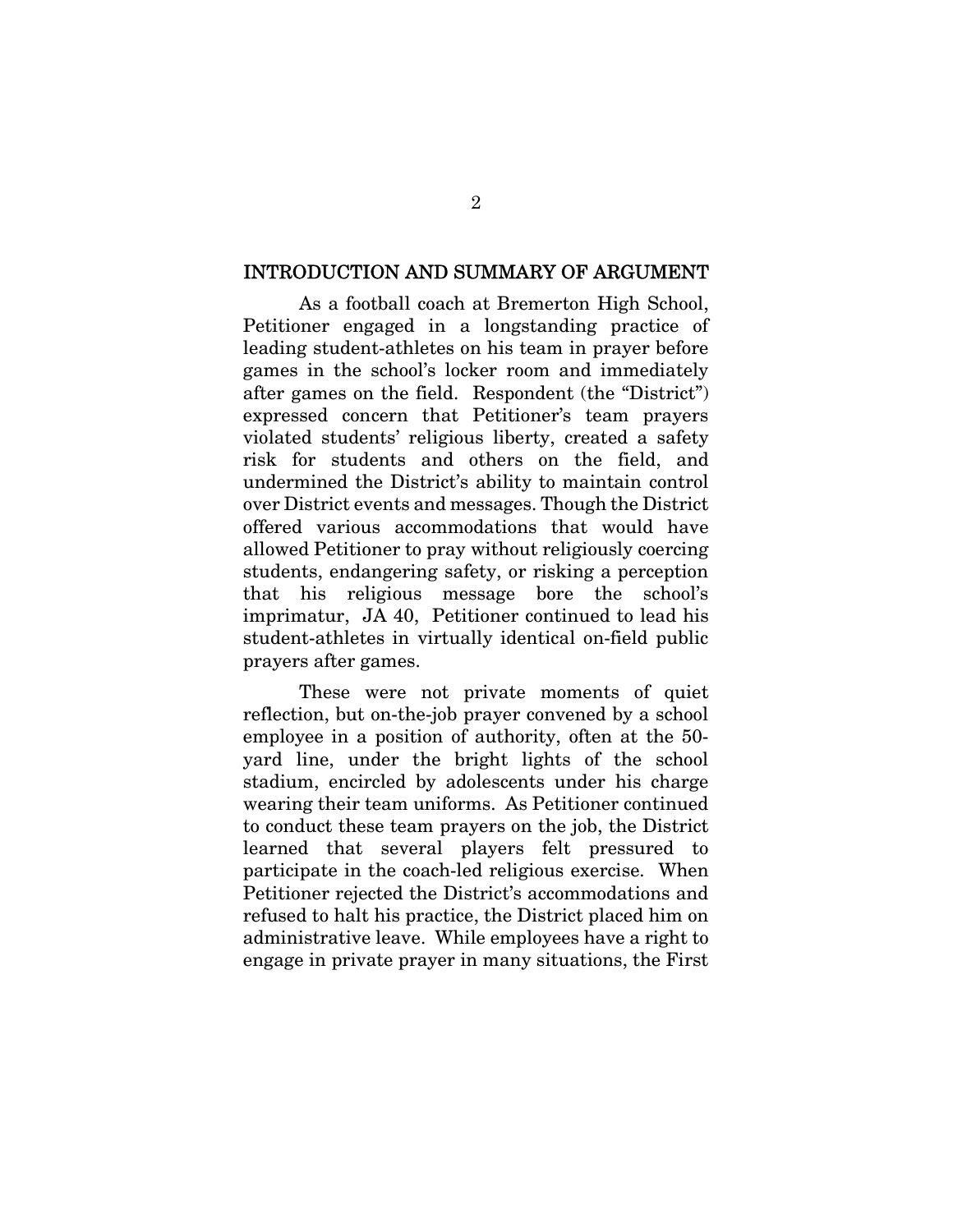## INTRODUCTION AND SUMMARY OF ARGUMENT

As a football coach at Bremerton High School, Petitioner engaged in a longstanding practice of leading student-athletes on his team in prayer before games in the school's locker room and immediately after games on the field. Respondent (the "District") expressed concern that Petitioner's team prayers violated students' religious liberty, created a safety risk for students and others on the field, and undermined the District's ability to maintain control over District events and messages. Though the District offered various accommodations that would have allowed Petitioner to pray without religiously coercing students, endangering safety, or risking a perception that his religious message bore the school's imprimatur, JA 40, Petitioner continued to lead his student-athletes in virtually identical on-field public prayers after games.

These were not private moments of quiet reflection, but on-the-job prayer convened by a school employee in a position of authority, often at the 50-yard line, under the bright lights of the school stadium, encircled by adolescents under his charge wearing their team uniforms. As Petitioner continued to conduct these team prayers on the job, the District learned that several players felt pressured to participate in the coach-led religious exercise. When Petitioner rejected the District's accommodations and refused to halt his practice, the District placed him on administrative leave. While employees have a right to engage in private prayer in many situations, the First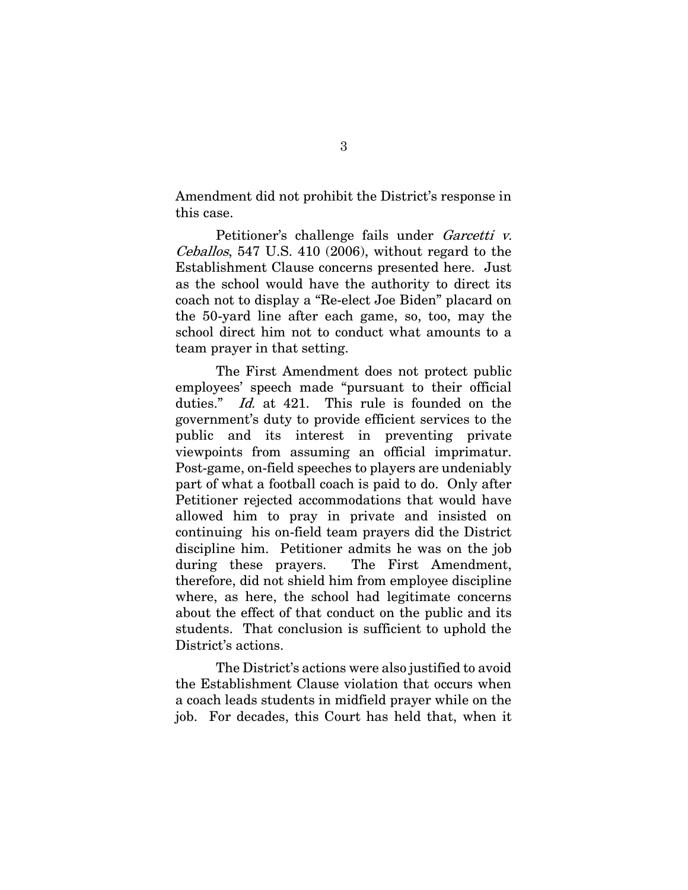Amendment did not prohibit the District's response in this case.

Petitioner's challenge fails under *Garcetti v. Ceballos*, 547 U.S. 410 (2006), without regard to the Establishment Clause concerns presented here. Just as the school would have the authority to direct its coach not to display a "Re-elect Joe Biden" placard on the 50-yard line after each game, so, too, may the school direct him not to conduct what amounts to a team prayer in that setting.

The First Amendment does not protect public employees' speech made "pursuant to their official duties." *Id.* at 421. This rule is founded on the government's duty to provide efficient services to the public and its interest in preventing private viewpoints from assuming an official imprimatur. Post-game, on-field speeches to players are undeniably part of what a football coach is paid to do. Only after Petitioner rejected accommodations that would have allowed him to pray in private and insisted on continuing his on-field team prayers did the District discipline him. Petitioner admits he was on the job during these prayers. The First Amendment, therefore, did not shield him from employee discipline where, as here, the school had legitimate concerns about the effect of that conduct on the public and its students. That conclusion is sufficient to uphold the District's actions.

The District's actions were also justified to avoid the Establishment Clause violation that occurs when a coach leads students in midfield prayer while on the job. For decades, this Court has held that, when it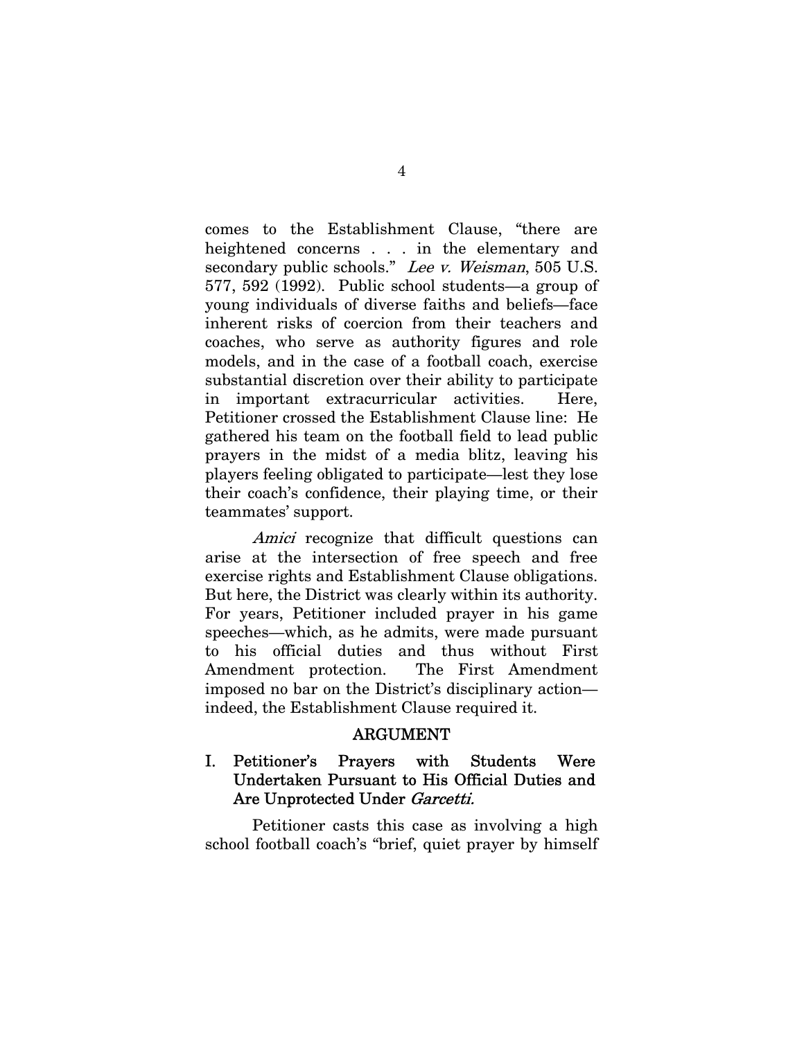comes to the Establishment Clause, "there are heightened concerns . . . in the elementary and secondary public schools." *Lee v. Weisman*, 505 U.S. 577, 592 (1992). Public school students—a group of young individuals of diverse faiths and beliefs—face inherent risks of coercion from their teachers and coaches, who serve as authority figures and role models, and in the case of a football coach, exercise substantial discretion over their ability to participate in important extracurricular activities. Here, Petitioner crossed the Establishment Clause line: He gathered his team on the football field to lead public prayers in the midst of a media blitz, leaving his players feeling obligated to participate—lest they lose their coach's confidence, their playing time, or their teammates' support.

*Amici* recognize that difficult questions can arise at the intersection of free speech and free exercise rights and Establishment Clause obligations. But here, the District was clearly within its authority. For years, Petitioner included prayer in his game speeches—which, as he admits, were made pursuant to his official duties and thus without First Amendment protection. The First Amendment imposed no bar on the District's disciplinary action—indeed, the Establishment Clause required it.

## ARGUMENT

### I. Petitioner's Prayers with Students Were Undertaken Pursuant to His Official Duties and Are Unprotected Under *Garcetti*.

Petitioner casts this case as involving a high school football coach's "brief, quiet prayer by himself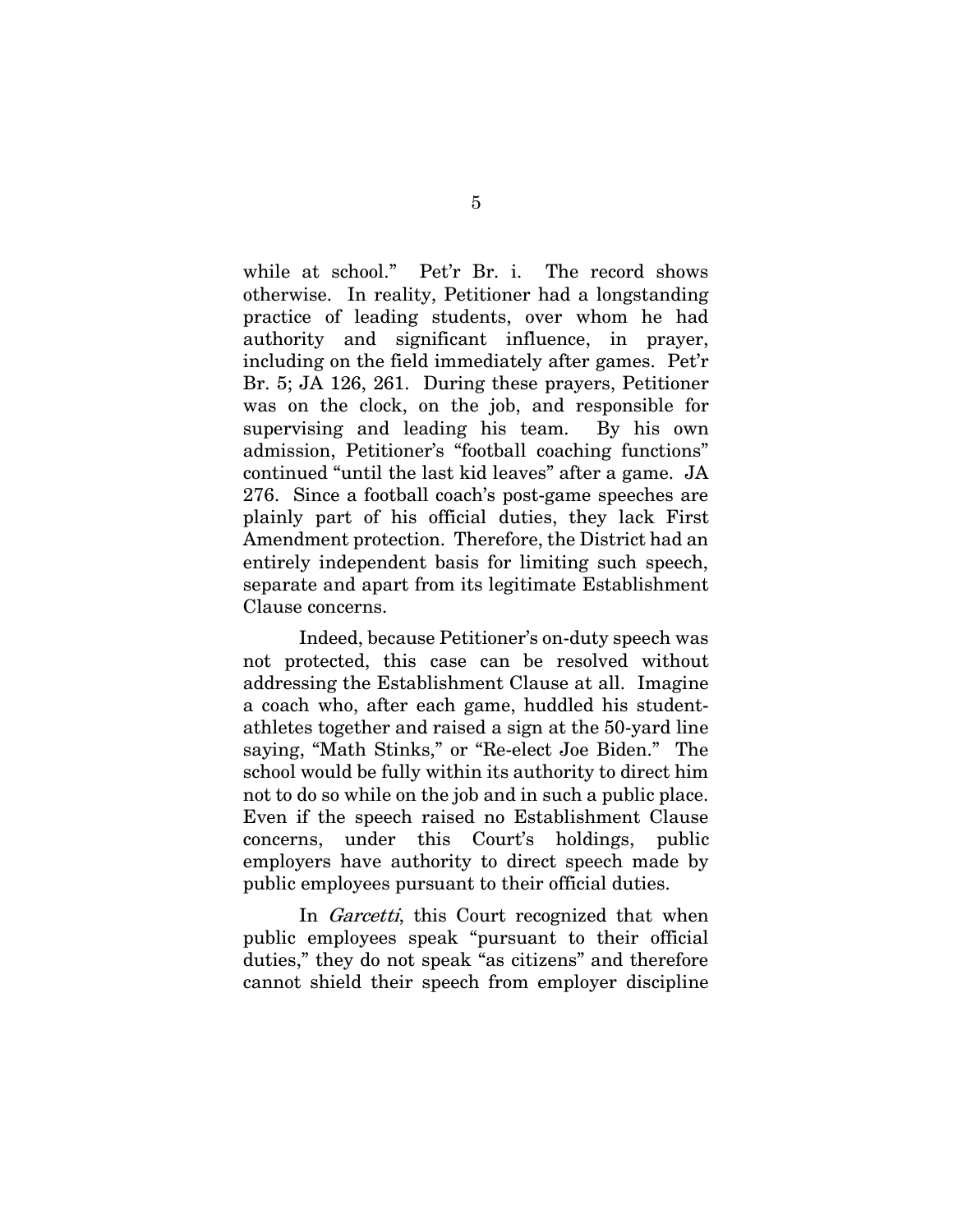while at school." Pet'r Br. i. The record shows otherwise. In reality, Petitioner had a longstanding practice of leading students, over whom he had authority and significant influence, in prayer, including on the field immediately after games. Pet'r Br. 5; JA 126, 261. During these prayers, Petitioner was on the clock, on the job, and responsible for supervising and leading his team. By his own admission, Petitioner's "football coaching functions" continued "until the last kid leaves" after a game. JA 276. Since a football coach's post-game speeches are plainly part of his official duties, they lack First Amendment protection. Therefore, the District had an entirely independent basis for limiting such speech, separate and apart from its legitimate Establishment Clause concerns.

Indeed, because Petitioner's on-duty speech was not protected, this case can be resolved without addressing the Establishment Clause at all. Imagine a coach who, after each game, huddled his student-athletes together and raised a sign at the 50-yard line saying, "Math Stinks," or "Re-elect Joe Biden." The school would be fully within its authority to direct him not to do so while on the job and in such a public place. Even if the speech raised no Establishment Clause concerns, under this Court's holdings, public employers have authority to direct speech made by public employees pursuant to their official duties.

In *Garcetti*, this Court recognized that when public employees speak "pursuant to their official duties," they do not speak "as citizens" and therefore cannot shield their speech from employer discipline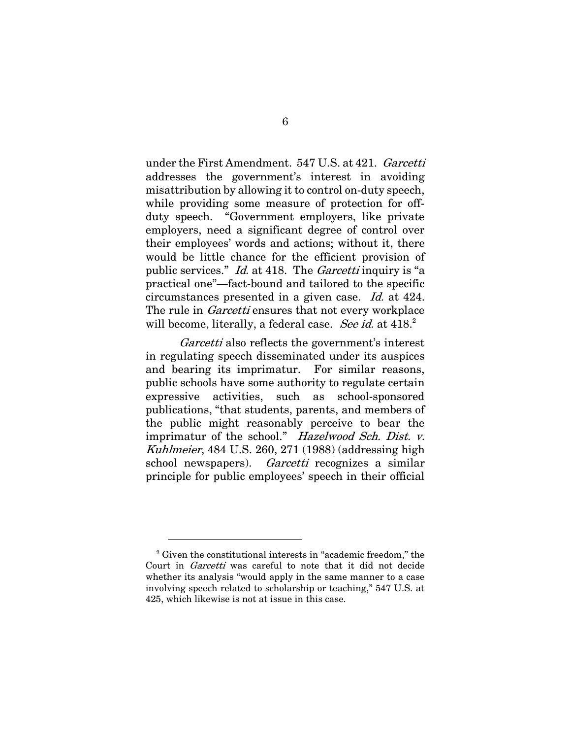under the First Amendment. 547 U.S. at 421. *Garcetti* addresses the government's interest in avoiding misattribution by allowing it to control on-duty speech, while providing some measure of protection for off-duty speech. "Government employers, like private employers, need a significant degree of control over their employees' words and actions; without it, there would be little chance for the efficient provision of public services." *Id.* at 418. The *Garcetti* inquiry is "a practical one"—fact-bound and tailored to the specific circumstances presented in a given case. *Id.* at 424. The rule in *Garcetti* ensures that not every workplace will become, literally, a federal case. *See id.* at 418.[2]

*Garcetti* also reflects the government's interest in regulating speech disseminated under its auspices and bearing its imprimatur. For similar reasons, public schools have some authority to regulate certain expressive activities, such as school-sponsored publications, "that students, parents, and members of the public might reasonably perceive to bear the imprimatur of the school." *Hazelwood Sch. Dist. v. Kuhlmeier*, 484 U.S. 260, 271 (1988) (addressing high school newspapers). *Garcetti* recognizes a similar principle for public employees' speech in their official

---

[2] Given the constitutional interests in "academic freedom," the Court in *Garcetti* was careful to note that it did not decide whether its analysis "would apply in the same manner to a case involving speech related to scholarship or teaching," 547 U.S. at 425, which likewise is not at issue in this case.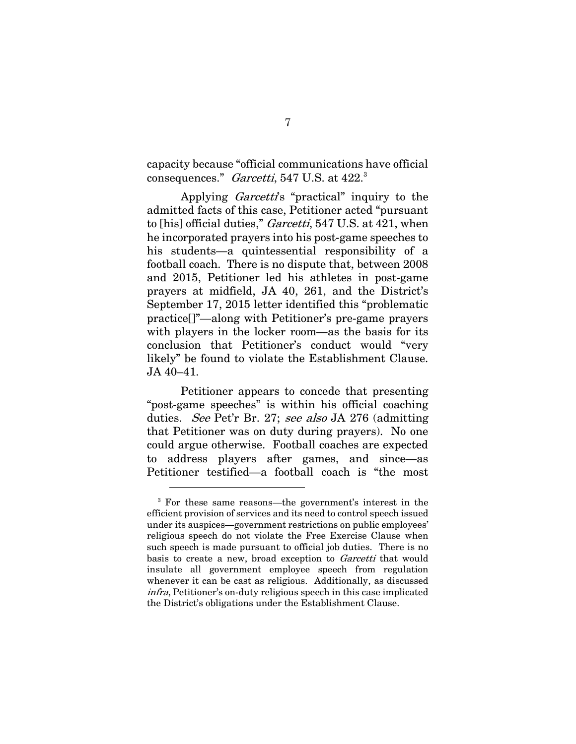capacity because "official communications have official consequences." *Garcetti*, 547 U.S. at 422.[3]

Applying *Garcetti*'s "practical" inquiry to the admitted facts of this case, Petitioner acted "pursuant to [his] official duties," *Garcetti*, 547 U.S. at 421, when he incorporated prayers into his post-game speeches to his students—a quintessential responsibility of a football coach. There is no dispute that, between 2008 and 2015, Petitioner led his athletes in post-game prayers at midfield, JA 40, 261, and the District's September 17, 2015 letter identified this "problematic practice[]"—along with Petitioner's pre-game prayers with players in the locker room—as the basis for its conclusion that Petitioner's conduct would "very likely" be found to violate the Establishment Clause. JA 40–41.

Petitioner appears to concede that presenting "post-game speeches" is within his official coaching duties. *See* Pet'r Br. 27; *see also* JA 276 (admitting that Petitioner was on duty during prayers). No one could argue otherwise. Football coaches are expected to address players after games, and since—as Petitioner testified—a football coach is "the most

---

[3] For these same reasons—the government's interest in the efficient provision of services and its need to control speech issued under its auspices—government restrictions on public employees' religious speech do not violate the Free Exercise Clause when such speech is made pursuant to official job duties. There is no basis to create a new, broad exception to *Garcetti* that would insulate all government employee speech from regulation whenever it can be cast as religious. Additionally, as discussed *infra*, Petitioner's on-duty religious speech in this case implicated the District's obligations under the Establishment Clause.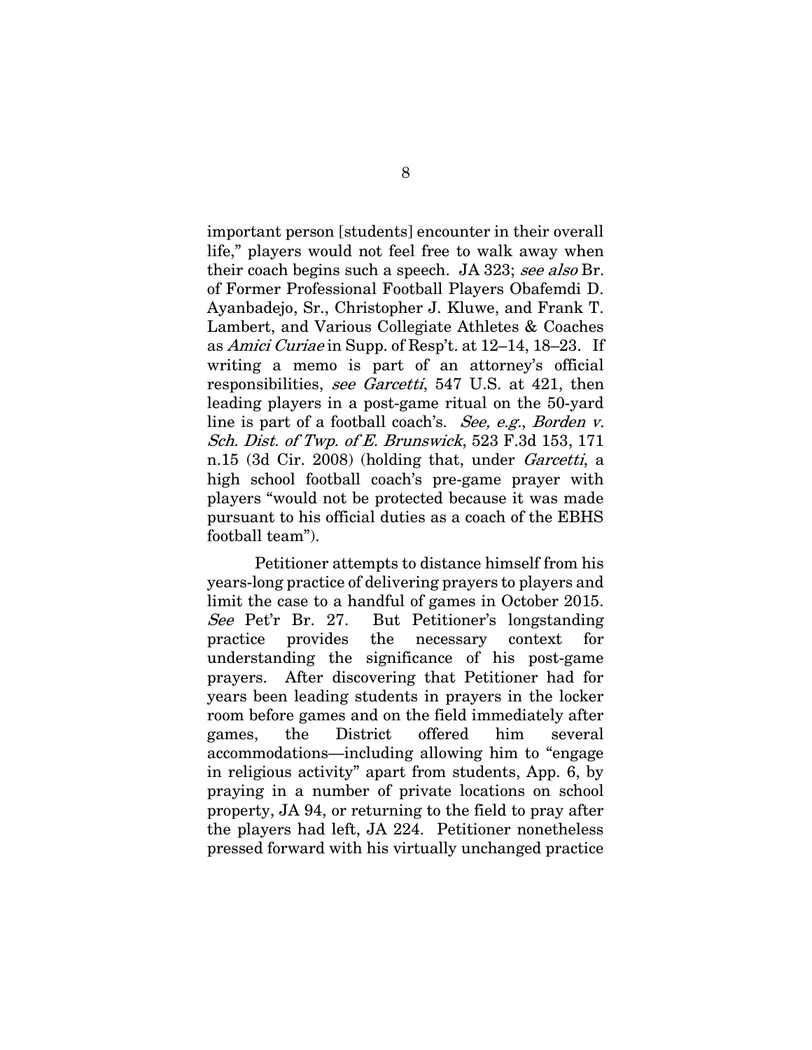important person [students] encounter in their overall life," players would not feel free to walk away when their coach begins such a speech. JA 323; *see also* Br. of Former Professional Football Players Obafemdi D. Ayanbadejo, Sr., Christopher J. Kluwe, and Frank T. Lambert, and Various Collegiate Athletes & Coaches as *Amici Curiae* in Supp. of Resp't. at 12–14, 18–23. If writing a memo is part of an attorney's official responsibilities, *see Garcetti*, 547 U.S. at 421, then leading players in a post-game ritual on the 50-yard line is part of a football coach's. *See, e.g.*, *Borden v. Sch. Dist. of Twp. of E. Brunswick*, 523 F.3d 153, 171 n.15 (3d Cir. 2008) (holding that, under *Garcetti*, a high school football coach's pre-game prayer with players "would not be protected because it was made pursuant to his official duties as a coach of the EBHS football team").

Petitioner attempts to distance himself from his years-long practice of delivering prayers to players and limit the case to a handful of games in October 2015. *See* Pet'r Br. 27. But Petitioner's longstanding practice provides the necessary context for understanding the significance of his post-game prayers. After discovering that Petitioner had for years been leading students in prayers in the locker room before games and on the field immediately after games, the District offered him several accommodations—including allowing him to "engage in religious activity" apart from students, App. 6, by praying in a number of private locations on school property, JA 94, or returning to the field to pray after the players had left, JA 224. Petitioner nonetheless pressed forward with his virtually unchanged practice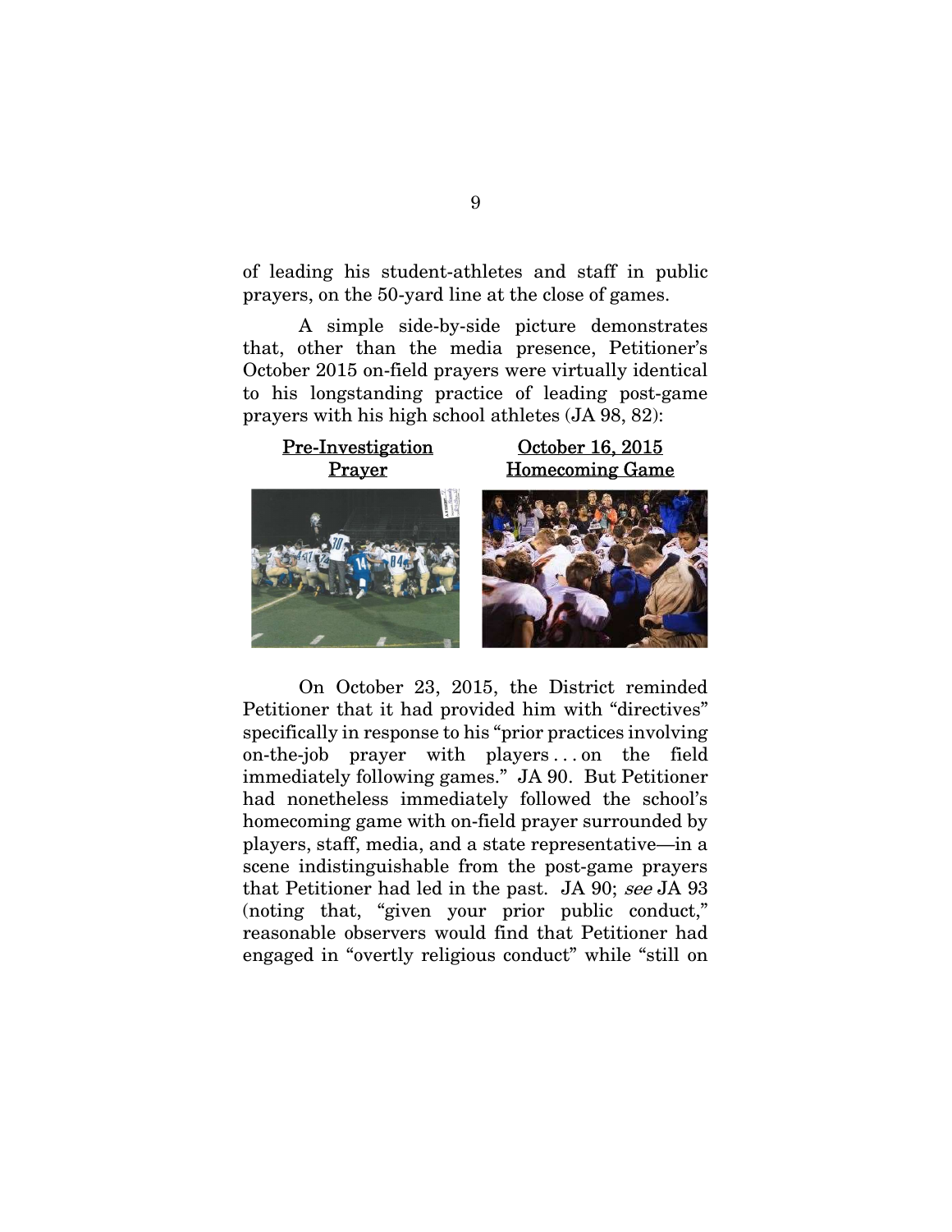of leading his student-athletes and staff in public prayers, on the 50-yard line at the close of games.

A simple side-by-side picture demonstrates that, other than the media presence, Petitioner's October 2015 on-field prayers were virtually identical to his longstanding practice of leading post-game prayers with his high school athletes (JA 98, 82):

| Pre-Investigation Prayer | October 16, 2015 Homecoming Game |
| --- | --- |

On October 23, 2015, the District reminded Petitioner that it had provided him with "directives" specifically in response to his "prior practices involving on-the-job prayer with players . . . on the field immediately following games." JA 90. But Petitioner had nonetheless immediately followed the school's homecoming game with on-field prayer surrounded by players, staff, media, and a state representative—in a scene indistinguishable from the post-game prayers that Petitioner had led in the past. JA 90; *see* JA 93 (noting that, "given your prior public conduct," reasonable observers would find that Petitioner had engaged in "overtly religious conduct" while "still on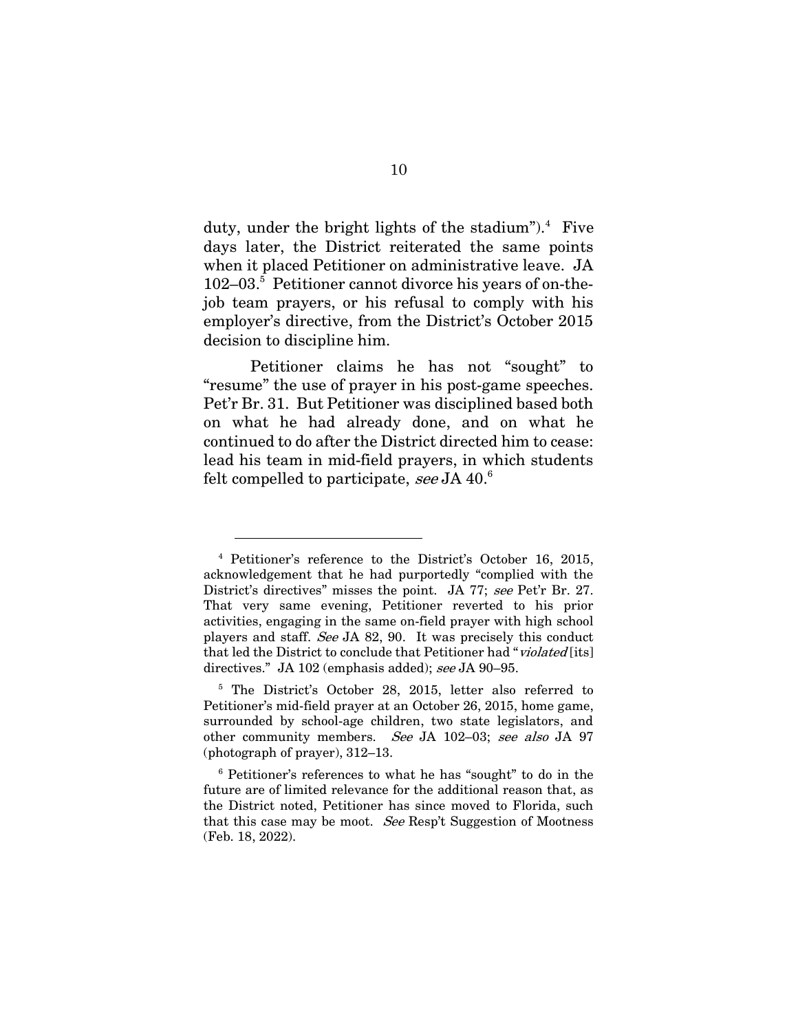duty, under the bright lights of the stadium").[4] Five days later, the District reiterated the same points when it placed Petitioner on administrative leave. JA 102–03.[5] Petitioner cannot divorce his years of on-the-job team prayers, or his refusal to comply with his employer's directive, from the District's October 2015 decision to discipline him.

Petitioner claims he has not "sought" to "resume" the use of prayer in his post-game speeches. Pet'r Br. 31. But Petitioner was disciplined based both on what he had already done, and on what he continued to do after the District directed him to cease: lead his team in mid-field prayers, in which students felt compelled to participate, *see* JA 40.[6]

---

[4] Petitioner's reference to the District's October 16, 2015, acknowledgement that he had purportedly "complied with the District's directives" misses the point. JA 77; *see* Pet'r Br. 27. That very same evening, Petitioner reverted to his prior activities, engaging in the same on-field prayer with high school players and staff. *See* JA 82, 90. It was precisely this conduct that led the District to conclude that Petitioner had "*violated* [its] directives." JA 102 (emphasis added); *see* JA 90–95.

[5] The District's October 28, 2015, letter also referred to Petitioner's mid-field prayer at an October 26, 2015, home game, surrounded by school-age children, two state legislators, and other community members. *See* JA 102–03; *see also* JA 97 (photograph of prayer), 312–13.

[6] Petitioner's references to what he has "sought" to do in the future are of limited relevance for the additional reason that, as the District noted, Petitioner has since moved to Florida, such that this case may be moot. *See* Resp't Suggestion of Mootness (Feb. 18, 2022).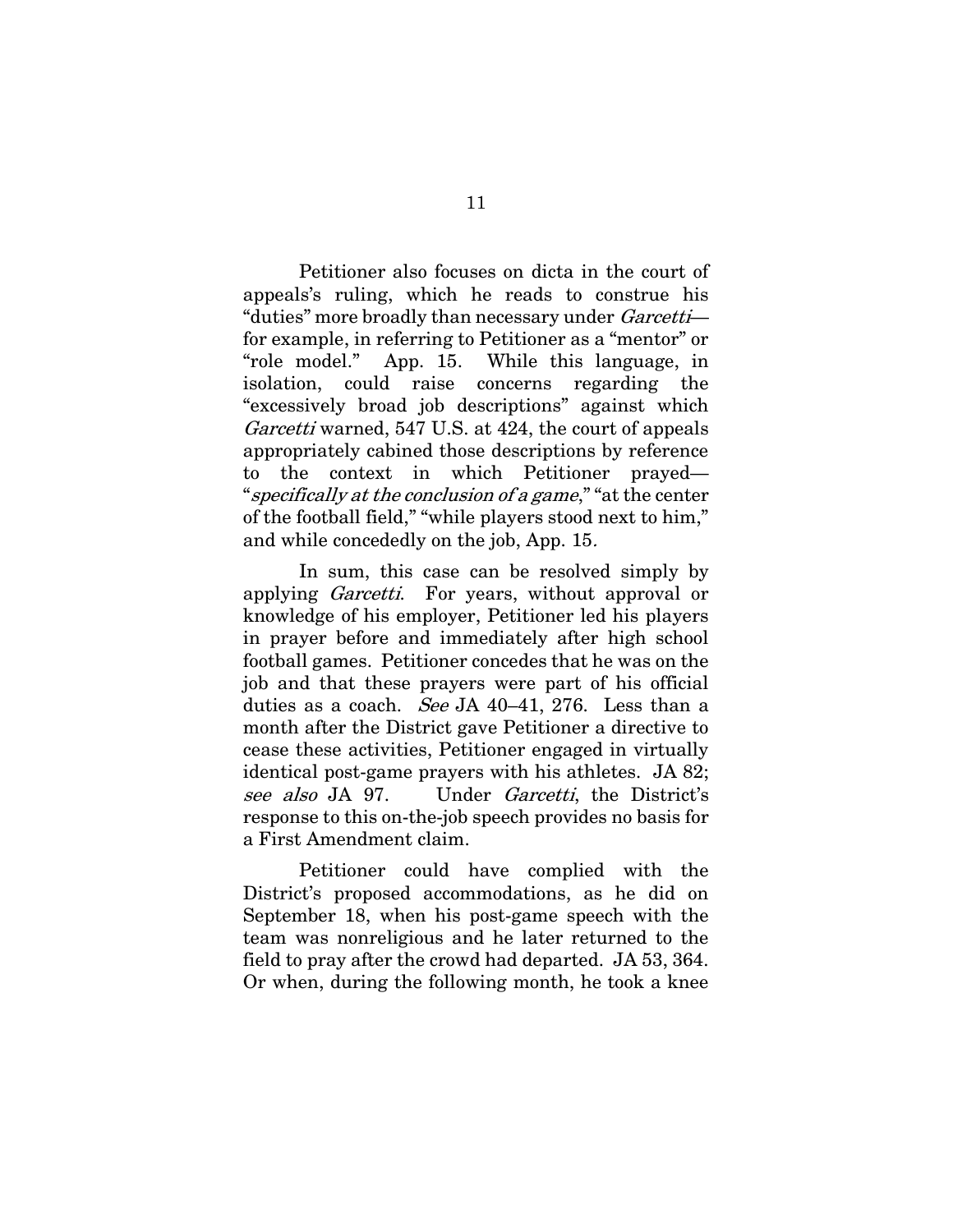Petitioner also focuses on dicta in the court of appeals's ruling, which he reads to construe his "duties" more broadly than necessary under *Garcetti*—for example, in referring to Petitioner as a "mentor" or "role model." App. 15. While this language, in isolation, could raise concerns regarding the "excessively broad job descriptions" against which *Garcetti* warned, 547 U.S. at 424, the court of appeals appropriately cabined those descriptions by reference to the context in which Petitioner prayed—"*specifically at the conclusion of a game*," "at the center of the football field," "while players stood next to him," and while concededly on the job, App. 15.

In sum, this case can be resolved simply by applying *Garcetti*. For years, without approval or knowledge of his employer, Petitioner led his players in prayer before and immediately after high school football games. Petitioner concedes that he was on the job and that these prayers were part of his official duties as a coach. *See* JA 40–41, 276. Less than a month after the District gave Petitioner a directive to cease these activities, Petitioner engaged in virtually identical post-game prayers with his athletes. JA 82; *see also* JA 97. Under *Garcetti*, the District's response to this on-the-job speech provides no basis for a First Amendment claim.

Petitioner could have complied with the District's proposed accommodations, as he did on September 18, when his post-game speech with the team was nonreligious and he later returned to the field to pray after the crowd had departed. JA 53, 364. Or when, during the following month, he took a knee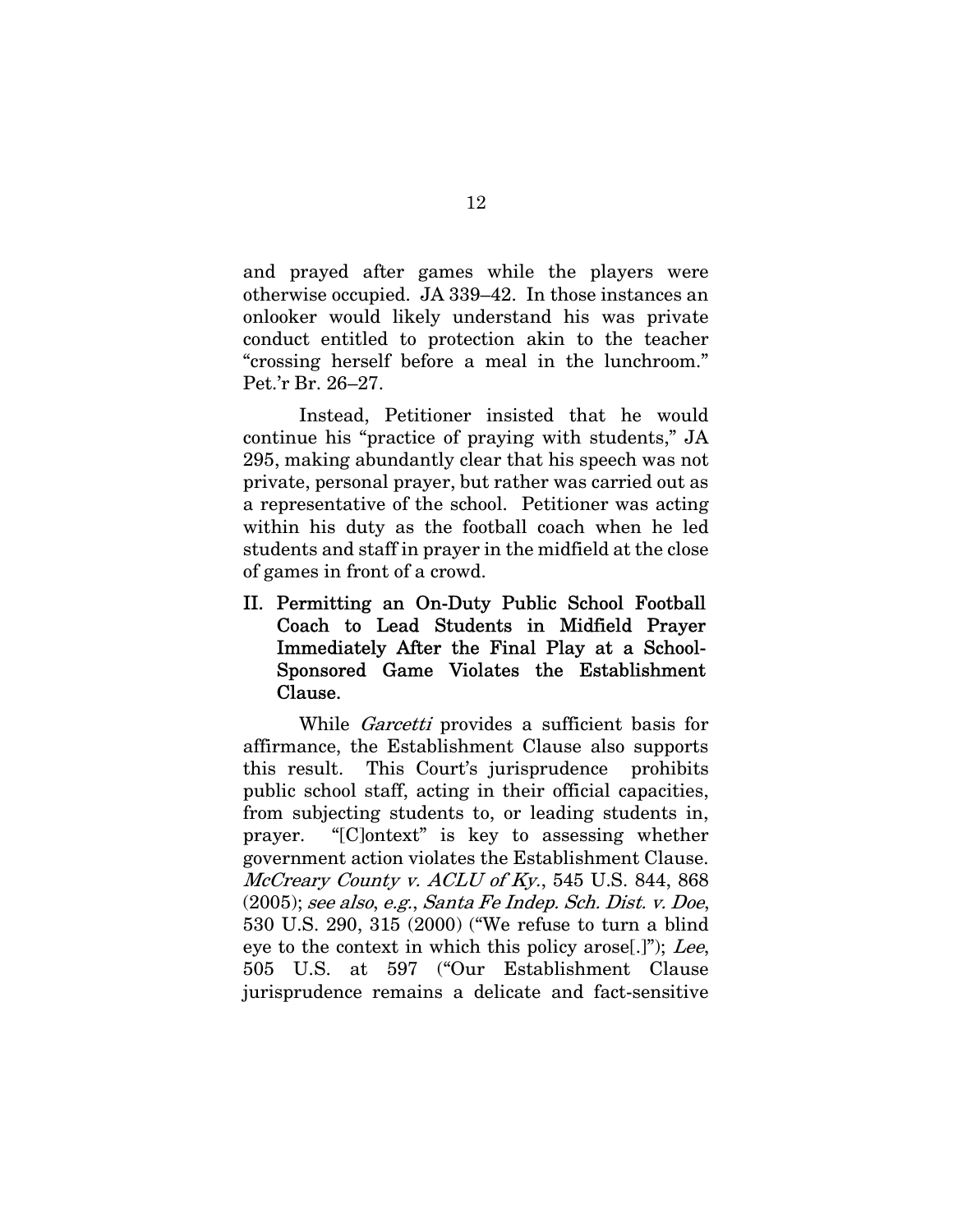and prayed after games while the players were otherwise occupied. JA 339–42. In those instances an onlooker would likely understand his was private conduct entitled to protection akin to the teacher "crossing herself before a meal in the lunchroom." Pet.'r Br. 26–27.

Instead, Petitioner insisted that he would continue his "practice of praying with students," JA 295, making abundantly clear that his speech was not private, personal prayer, but rather was carried out as a representative of the school. Petitioner was acting within his duty as the football coach when he led students and staff in prayer in the midfield at the close of games in front of a crowd.

## II. Permitting an On-Duty Public School Football Coach to Lead Students in Midfield Prayer Immediately After the Final Play at a School-Sponsored Game Violates the Establishment Clause.

While *Garcetti* provides a sufficient basis for affirmance, the Establishment Clause also supports this result. This Court's jurisprudence prohibits public school staff, acting in their official capacities, from subjecting students to, or leading students in, prayer. "[C]ontext" is key to assessing whether government action violates the Establishment Clause. *McCreary County v. ACLU of Ky.*, 545 U.S. 844, 868 (2005); *see also*, *e.g.*, *Santa Fe Indep. Sch. Dist. v. Doe*, 530 U.S. 290, 315 (2000) ("We refuse to turn a blind eye to the context in which this policy arose[.]"); *Lee*, 505 U.S. at 597 ("Our Establishment Clause jurisprudence remains a delicate and fact-sensitive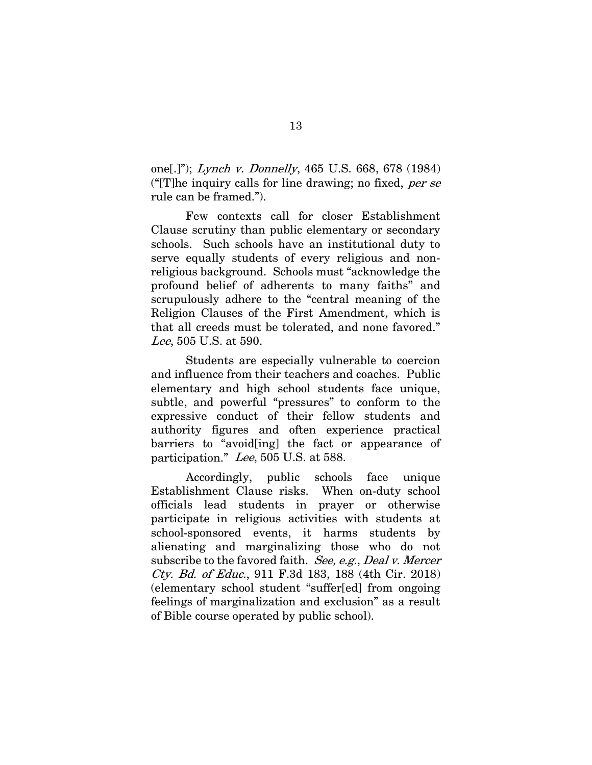one[.]"); *Lynch v. Donnelly*, 465 U.S. 668, 678 (1984) ("[T]he inquiry calls for line drawing; no fixed, *per se* rule can be framed.").

Few contexts call for closer Establishment Clause scrutiny than public elementary or secondary schools. Such schools have an institutional duty to serve equally students of every religious and non-religious background. Schools must "acknowledge the profound belief of adherents to many faiths" and scrupulously adhere to the "central meaning of the Religion Clauses of the First Amendment, which is that all creeds must be tolerated, and none favored." *Lee*, 505 U.S. at 590.

Students are especially vulnerable to coercion and influence from their teachers and coaches. Public elementary and high school students face unique, subtle, and powerful "pressures" to conform to the expressive conduct of their fellow students and authority figures and often experience practical barriers to "avoid[ing] the fact or appearance of participation." *Lee*, 505 U.S. at 588.

Accordingly, public schools face unique Establishment Clause risks. When on-duty school officials lead students in prayer or otherwise participate in religious activities with students at school-sponsored events, it harms students by alienating and marginalizing those who do not subscribe to the favored faith. *See, e.g.*, *Deal v. Mercer Cty. Bd. of Educ.*, 911 F.3d 183, 188 (4th Cir. 2018) (elementary school student "suffer[ed] from ongoing feelings of marginalization and exclusion" as a result of Bible course operated by public school).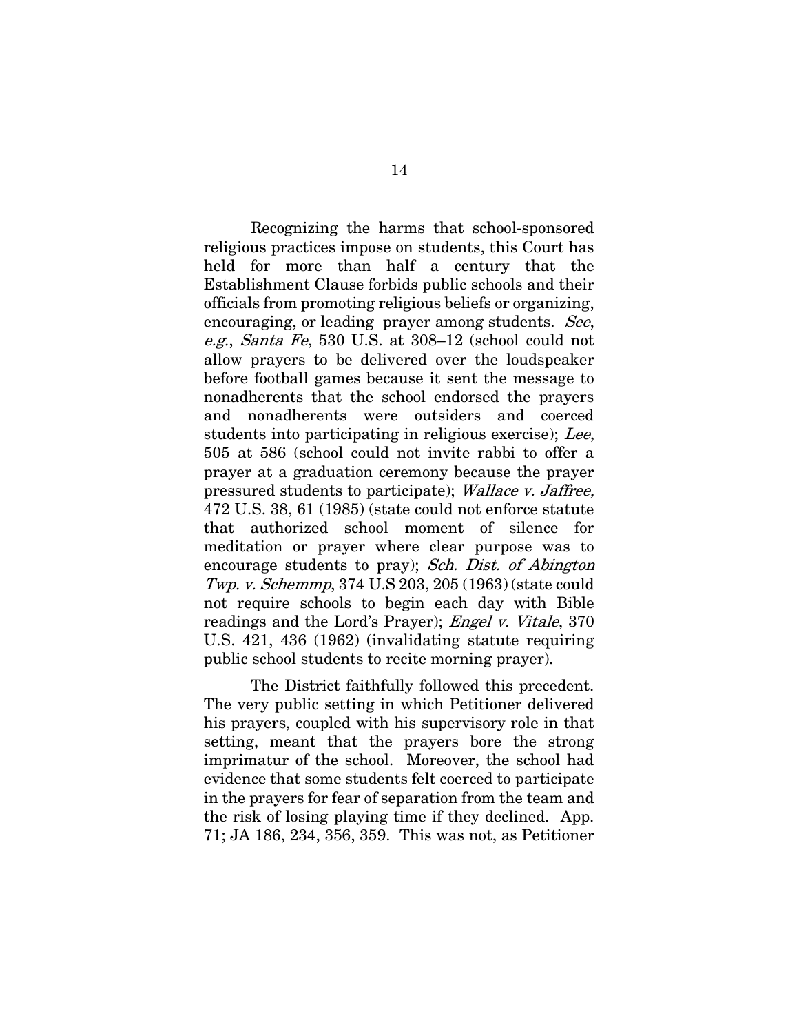Recognizing the harms that school-sponsored religious practices impose on students, this Court has held for more than half a century that the Establishment Clause forbids public schools and their officials from promoting religious beliefs or organizing, encouraging, or leading prayer among students. *See, e.g.*, *Santa Fe*, 530 U.S. at 308–12 (school could not allow prayers to be delivered over the loudspeaker before football games because it sent the message to nonadherents that the school endorsed the prayers and nonadherents were outsiders and coerced students into participating in religious exercise); *Lee*, 505 at 586 (school could not invite rabbi to offer a prayer at a graduation ceremony because the prayer pressured students to participate); *Wallace v. Jaffree,* 472 U.S. 38, 61 (1985) (state could not enforce statute that authorized school moment of silence for meditation or prayer where clear purpose was to encourage students to pray); *Sch. Dist. of Abington Twp. v. Schemmp*, 374 U.S 203, 205 (1963) (state could not require schools to begin each day with Bible readings and the Lord's Prayer); *Engel v. Vitale*, 370 U.S. 421, 436 (1962) (invalidating statute requiring public school students to recite morning prayer).

The District faithfully followed this precedent. The very public setting in which Petitioner delivered his prayers, coupled with his supervisory role in that setting, meant that the prayers bore the strong imprimatur of the school. Moreover, the school had evidence that some students felt coerced to participate in the prayers for fear of separation from the team and the risk of losing playing time if they declined. App. 71; JA 186, 234, 356, 359. This was not, as Petitioner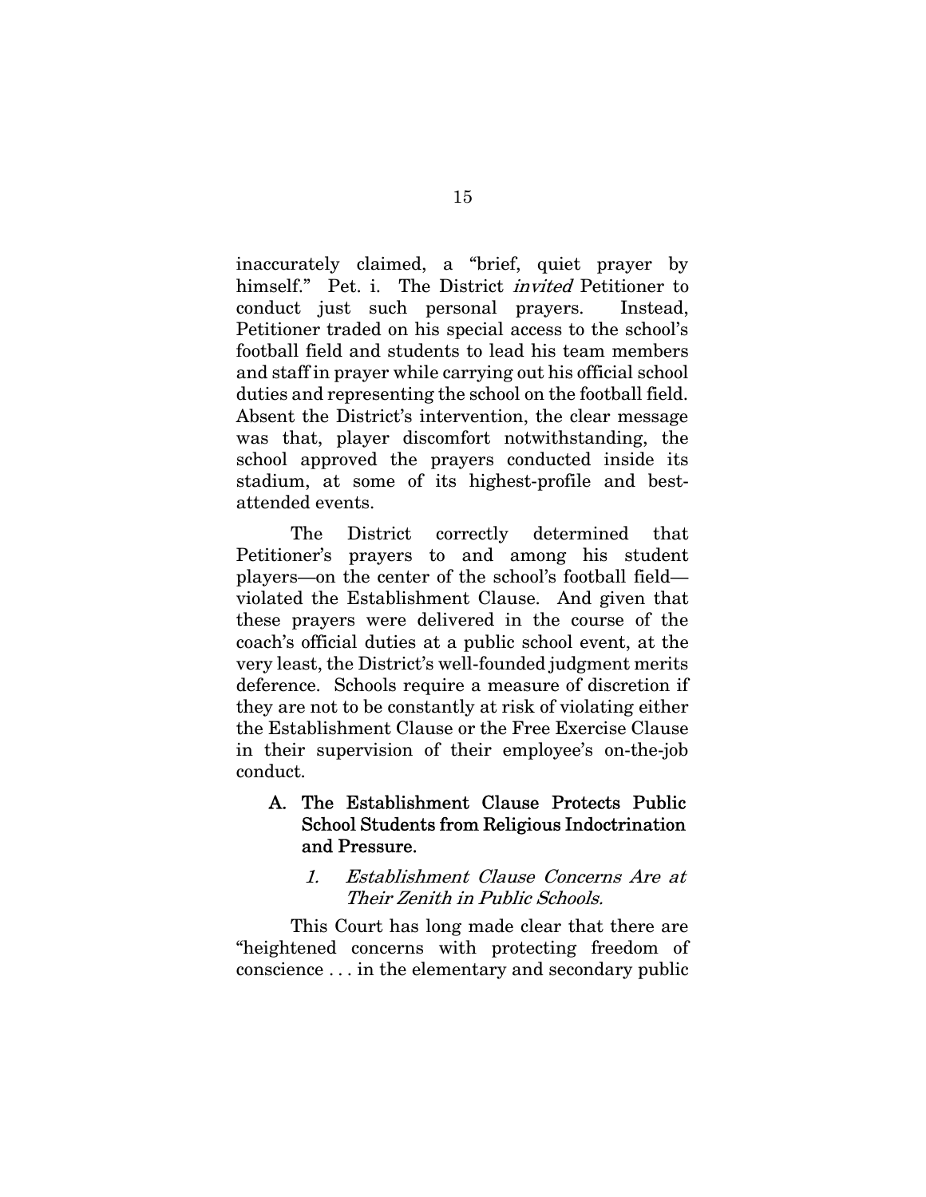inaccurately claimed, a "brief, quiet prayer by himself." Pet. i. The District *invited* Petitioner to conduct just such personal prayers. Instead, Petitioner traded on his special access to the school's football field and students to lead his team members and staff in prayer while carrying out his official school duties and representing the school on the football field. Absent the District's intervention, the clear message was that, player discomfort notwithstanding, the school approved the prayers conducted inside its stadium, at some of its highest-profile and best-attended events.

The District correctly determined that Petitioner's prayers to and among his student players—on the center of the school's football field—violated the Establishment Clause. And given that these prayers were delivered in the course of the coach's official duties at a public school event, at the very least, the District's well-founded judgment merits deference. Schools require a measure of discretion if they are not to be constantly at risk of violating either the Establishment Clause or the Free Exercise Clause in their supervision of their employee's on-the-job conduct.

## A. The Establishment Clause Protects Public School Students from Religious Indoctrination and Pressure.

### *1. Establishment Clause Concerns Are at Their Zenith in Public Schools.*

This Court has long made clear that there are "heightened concerns with protecting freedom of conscience . . . in the elementary and secondary public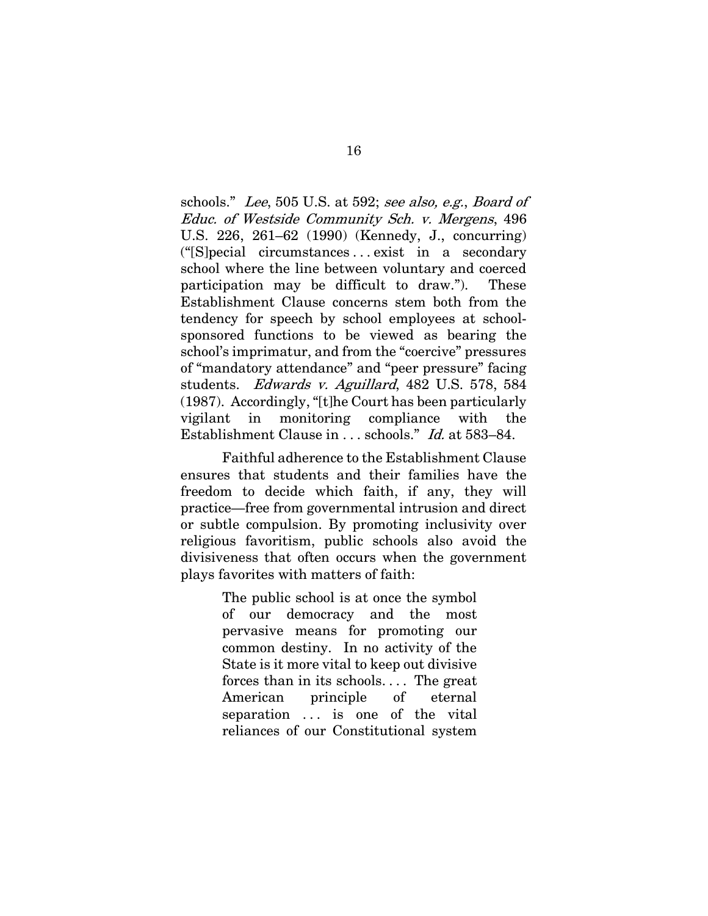schools." *Lee*, 505 U.S. at 592; *see also, e.g.*, *Board of Educ. of Westside Community Sch. v. Mergens*, 496 U.S. 226, 261–62 (1990) (Kennedy, J., concurring) ("[S]pecial circumstances . . . exist in a secondary school where the line between voluntary and coerced participation may be difficult to draw."). These Establishment Clause concerns stem both from the tendency for speech by school employees at school-sponsored functions to be viewed as bearing the school's imprimatur, and from the "coercive" pressures of "mandatory attendance" and "peer pressure" facing students. *Edwards v. Aguillard*, 482 U.S. 578, 584 (1987). Accordingly, "[t]he Court has been particularly vigilant in monitoring compliance with the Establishment Clause in . . . schools." *Id.* at 583–84.

Faithful adherence to the Establishment Clause ensures that students and their families have the freedom to decide which faith, if any, they will practice—free from governmental intrusion and direct or subtle compulsion. By promoting inclusivity over religious favoritism, public schools also avoid the divisiveness that often occurs when the government plays favorites with matters of faith:

> The public school is at once the symbol of our democracy and the most pervasive means for promoting our common destiny. In no activity of the State is it more vital to keep out divisive forces than in its schools. . . . The great American principle of eternal separation . . . is one of the vital reliances of our Constitutional system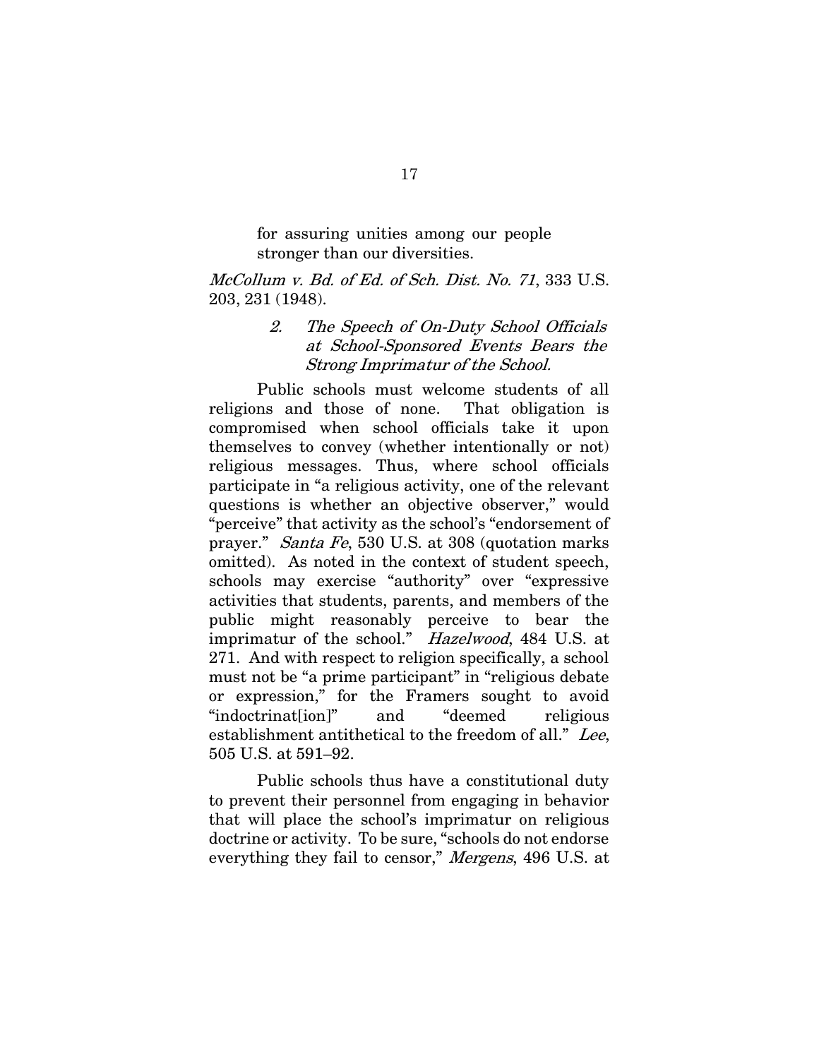> for assuring unities among our people stronger than our diversities.

*McCollum v. Bd. of Ed. of Sch. Dist. No. 71*, 333 U.S. 203, 231 (1948).

#### 2. *The Speech of On-Duty School Officials at School-Sponsored Events Bears the Strong Imprimatur of the School.*

Public schools must welcome students of all religions and those of none. That obligation is compromised when school officials take it upon themselves to convey (whether intentionally or not) religious messages. Thus, where school officials participate in "a religious activity, one of the relevant questions is whether an objective observer," would "perceive" that activity as the school's "endorsement of prayer." *Santa Fe*, 530 U.S. at 308 (quotation marks omitted). As noted in the context of student speech, schools may exercise "authority" over "expressive activities that students, parents, and members of the public might reasonably perceive to bear the imprimatur of the school." *Hazelwood*, 484 U.S. at 271. And with respect to religion specifically, a school must not be "a prime participant" in "religious debate or expression," for the Framers sought to avoid "indoctrinat[ion]" and "deemed religious establishment antithetical to the freedom of all." *Lee*, 505 U.S. at 591–92.

Public schools thus have a constitutional duty to prevent their personnel from engaging in behavior that will place the school's imprimatur on religious doctrine or activity. To be sure, "schools do not endorse everything they fail to censor," *Mergens*, 496 U.S. at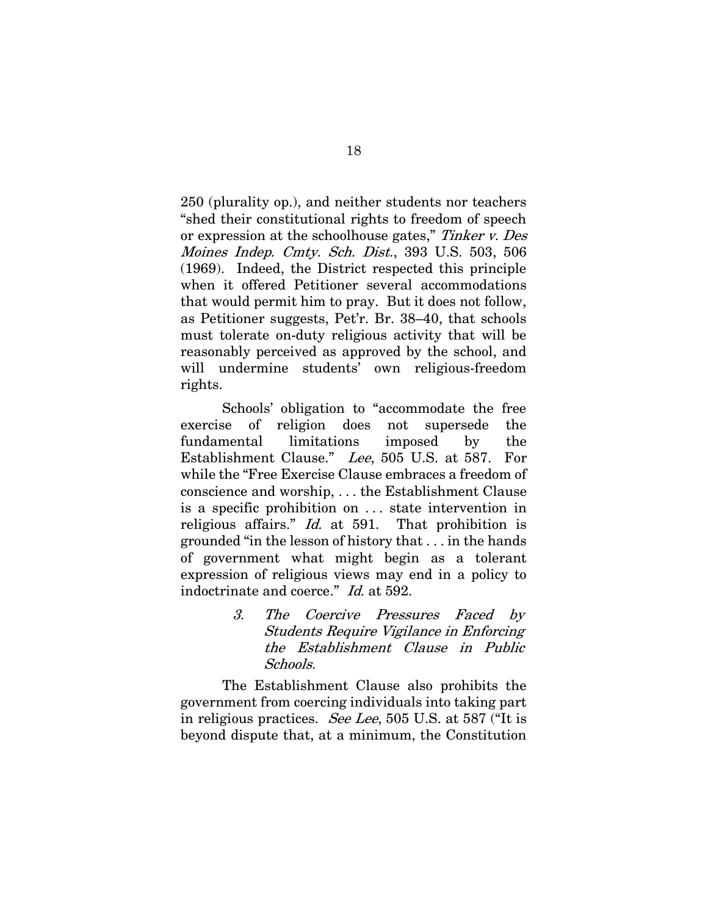250 (plurality op.), and neither students nor teachers "shed their constitutional rights to freedom of speech or expression at the schoolhouse gates," *Tinker v. Des Moines Indep. Cmty. Sch. Dist.*, 393 U.S. 503, 506 (1969). Indeed, the District respected this principle when it offered Petitioner several accommodations that would permit him to pray. But it does not follow, as Petitioner suggests, Pet'r. Br. 38–40, that schools must tolerate on-duty religious activity that will be reasonably perceived as approved by the school, and will undermine students' own religious-freedom rights.

Schools' obligation to "accommodate the free exercise of religion does not supersede the fundamental limitations imposed by the Establishment Clause." *Lee*, 505 U.S. at 587. For while the "Free Exercise Clause embraces a freedom of conscience and worship, . . . the Establishment Clause is a specific prohibition on . . . state intervention in religious affairs." *Id.* at 591. That prohibition is grounded "in the lesson of history that . . . in the hands of government what might begin as a tolerant expression of religious views may end in a policy to indoctrinate and coerce." *Id.* at 592.

### *3. The Coercive Pressures Faced by Students Require Vigilance in Enforcing the Establishment Clause in Public Schools.*

The Establishment Clause also prohibits the government from coercing individuals into taking part in religious practices. *See Lee*, 505 U.S. at 587 ("It is beyond dispute that, at a minimum, the Constitution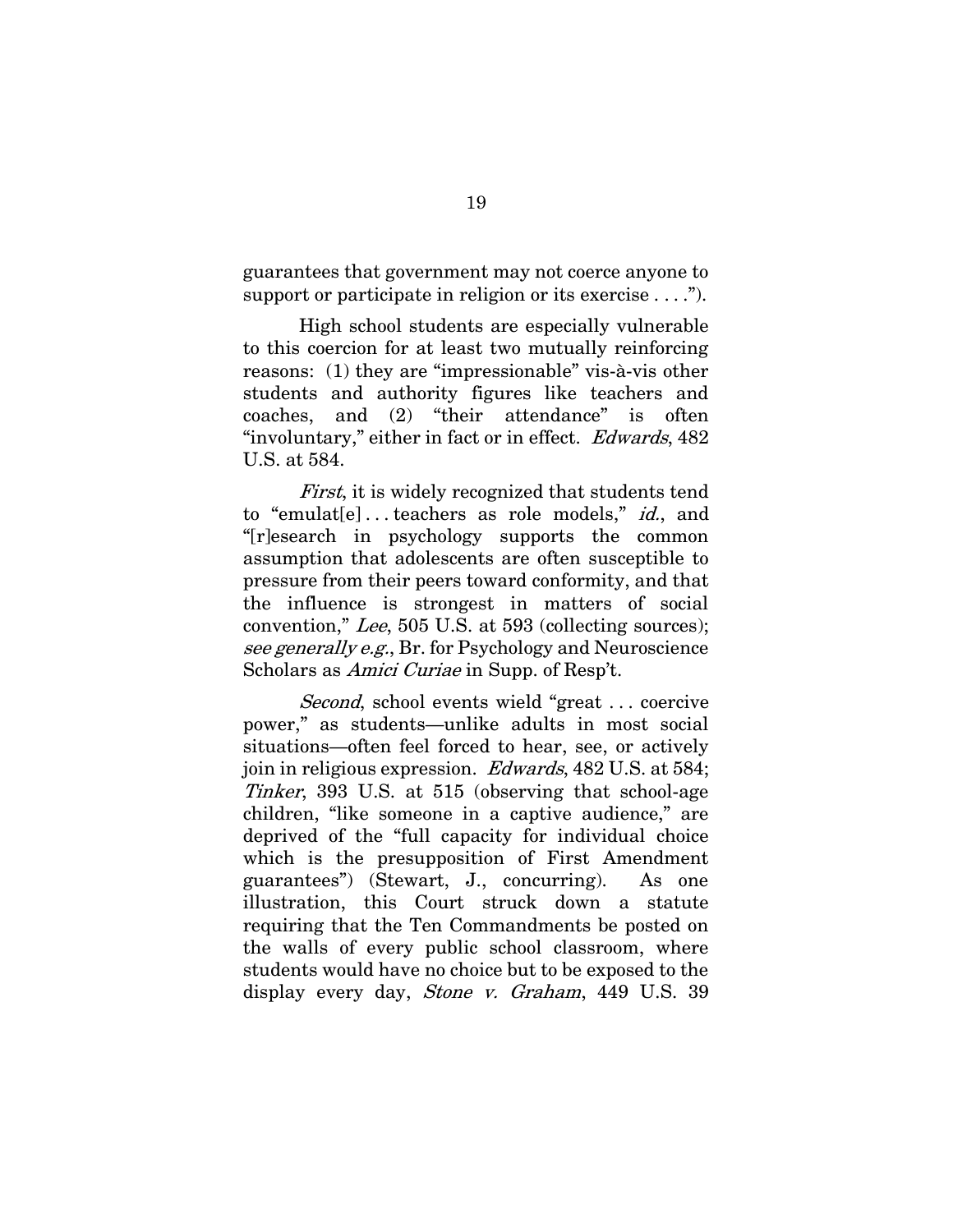guarantees that government may not coerce anyone to support or participate in religion or its exercise . . . .").

High school students are especially vulnerable to this coercion for at least two mutually reinforcing reasons: (1) they are "impressionable" vis-à-vis other students and authority figures like teachers and coaches, and (2) "their attendance" is often "involuntary," either in fact or in effect. *Edwards*, 482 U.S. at 584.

*First*, it is widely recognized that students tend to "emulat[e] . . . teachers as role models," *id.*, and "[r]esearch in psychology supports the common assumption that adolescents are often susceptible to pressure from their peers toward conformity, and that the influence is strongest in matters of social convention," *Lee*, 505 U.S. at 593 (collecting sources); *see generally e.g.*, Br. for Psychology and Neuroscience Scholars as *Amici Curiae* in Supp. of Resp't.

*Second*, school events wield "great . . . coercive power," as students—unlike adults in most social situations—often feel forced to hear, see, or actively join in religious expression. *Edwards*, 482 U.S. at 584; *Tinker*, 393 U.S. at 515 (observing that school-age children, "like someone in a captive audience," are deprived of the "full capacity for individual choice which is the presupposition of First Amendment guarantees") (Stewart, J., concurring). As one illustration, this Court struck down a statute requiring that the Ten Commandments be posted on the walls of every public school classroom, where students would have no choice but to be exposed to the display every day, *Stone v. Graham*, 449 U.S. 39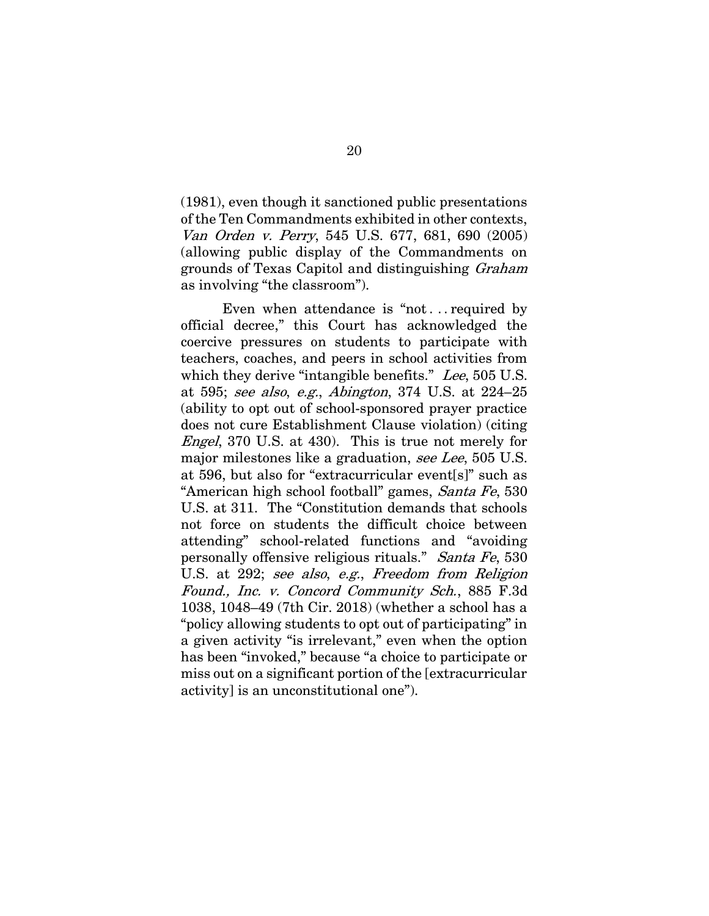(1981), even though it sanctioned public presentations of the Ten Commandments exhibited in other contexts, *Van Orden v. Perry*, 545 U.S. 677, 681, 690 (2005) (allowing public display of the Commandments on grounds of Texas Capitol and distinguishing *Graham* as involving "the classroom").

Even when attendance is "not . . . required by official decree," this Court has acknowledged the coercive pressures on students to participate with teachers, coaches, and peers in school activities from which they derive "intangible benefits." *Lee*, 505 U.S. at 595; *see also*, *e.g.*, *Abington*, 374 U.S. at 224–25 (ability to opt out of school-sponsored prayer practice does not cure Establishment Clause violation) (citing *Engel*, 370 U.S. at 430). This is true not merely for major milestones like a graduation, *see Lee*, 505 U.S. at 596, but also for "extracurricular event[s]" such as "American high school football" games, *Santa Fe*, 530 U.S. at 311. The "Constitution demands that schools not force on students the difficult choice between attending" school-related functions and "avoiding personally offensive religious rituals." *Santa Fe*, 530 U.S. at 292; *see also*, *e.g.*, *Freedom from Religion Found., Inc. v. Concord Community Sch.*, 885 F.3d 1038, 1048–49 (7th Cir. 2018) (whether a school has a "policy allowing students to opt out of participating" in a given activity "is irrelevant," even when the option has been "invoked," because "a choice to participate or miss out on a significant portion of the [extracurricular activity] is an unconstitutional one").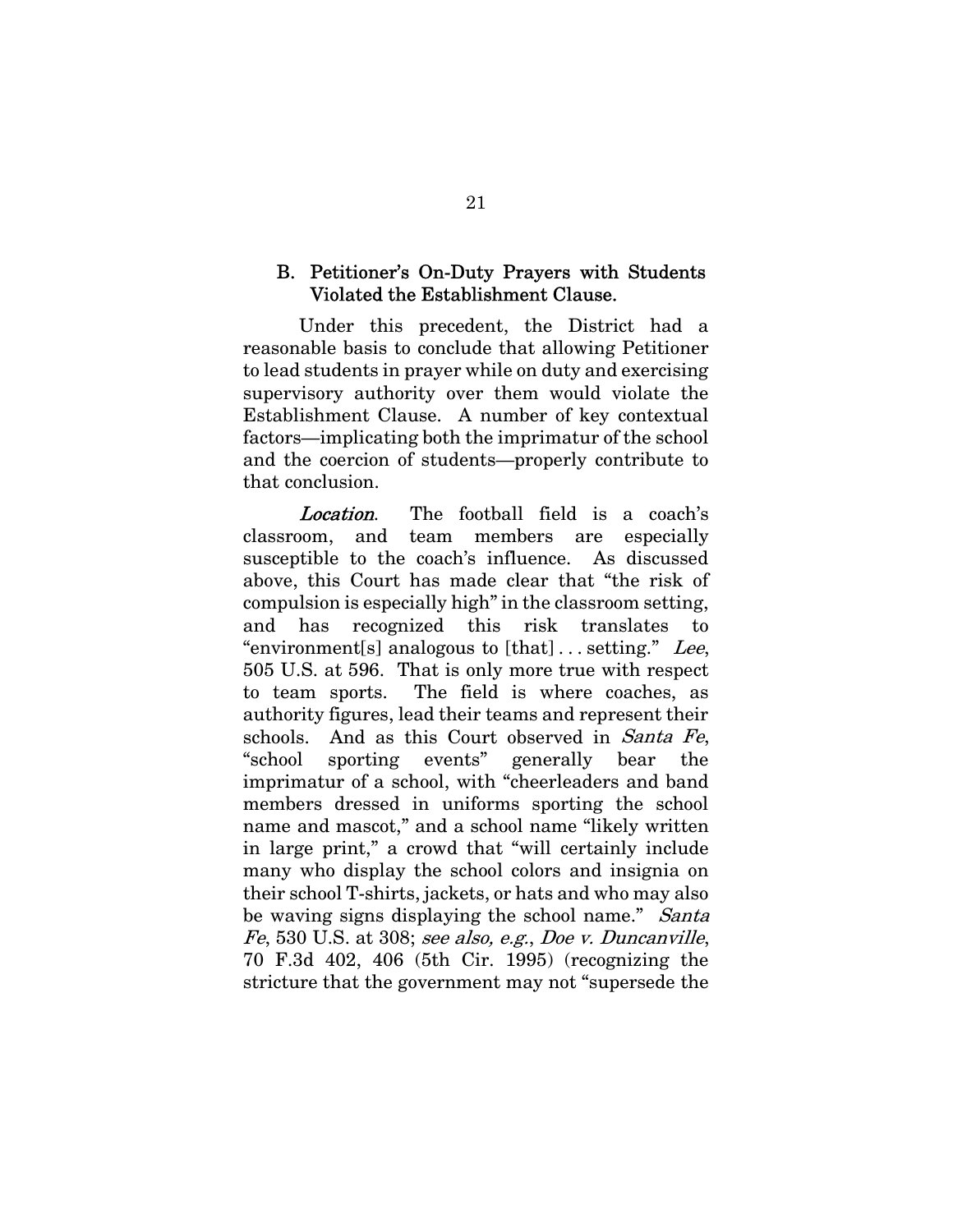### B. Petitioner's On-Duty Prayers with Students Violated the Establishment Clause.

Under this precedent, the District had a reasonable basis to conclude that allowing Petitioner to lead students in prayer while on duty and exercising supervisory authority over them would violate the Establishment Clause. A number of key contextual factors—implicating both the imprimatur of the school and the coercion of students—properly contribute to that conclusion.

*Location*. The football field is a coach's classroom, and team members are especially susceptible to the coach's influence. As discussed above, this Court has made clear that "the risk of compulsion is especially high" in the classroom setting, and has recognized this risk translates to "environment[s] analogous to [that] . . . setting." *Lee*, 505 U.S. at 596. That is only more true with respect to team sports. The field is where coaches, as authority figures, lead their teams and represent their schools. And as this Court observed in *Santa Fe*, "school sporting events" generally bear the imprimatur of a school, with "cheerleaders and band members dressed in uniforms sporting the school name and mascot," and a school name "likely written in large print," a crowd that "will certainly include many who display the school colors and insignia on their school T-shirts, jackets, or hats and who may also be waving signs displaying the school name." *Santa Fe*, 530 U.S. at 308; *see also, e.g.*, *Doe v. Duncanville*, 70 F.3d 402, 406 (5th Cir. 1995) (recognizing the stricture that the government may not "supersede the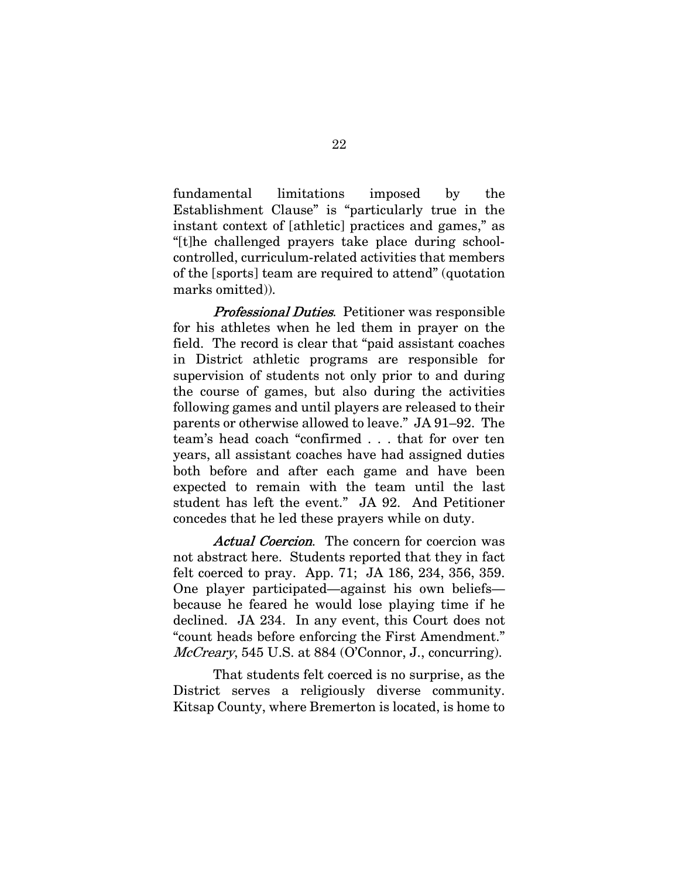fundamental limitations imposed by the Establishment Clause" is "particularly true in the instant context of [athletic] practices and games," as "[t]he challenged prayers take place during school-controlled, curriculum-related activities that members of the [sports] team are required to attend" (quotation marks omitted)).

*Professional Duties*. Petitioner was responsible for his athletes when he led them in prayer on the field. The record is clear that "paid assistant coaches in District athletic programs are responsible for supervision of students not only prior to and during the course of games, but also during the activities following games and until players are released to their parents or otherwise allowed to leave." JA 91–92. The team's head coach "confirmed . . . that for over ten years, all assistant coaches have had assigned duties both before and after each game and have been expected to remain with the team until the last student has left the event." JA 92. And Petitioner concedes that he led these prayers while on duty.

*Actual Coercion*. The concern for coercion was not abstract here. Students reported that they in fact felt coerced to pray. App. 71; JA 186, 234, 356, 359. One player participated—against his own beliefs—because he feared he would lose playing time if he declined. JA 234. In any event, this Court does not "count heads before enforcing the First Amendment." *McCreary*, 545 U.S. at 884 (O'Connor, J., concurring).

That students felt coerced is no surprise, as the District serves a religiously diverse community. Kitsap County, where Bremerton is located, is home to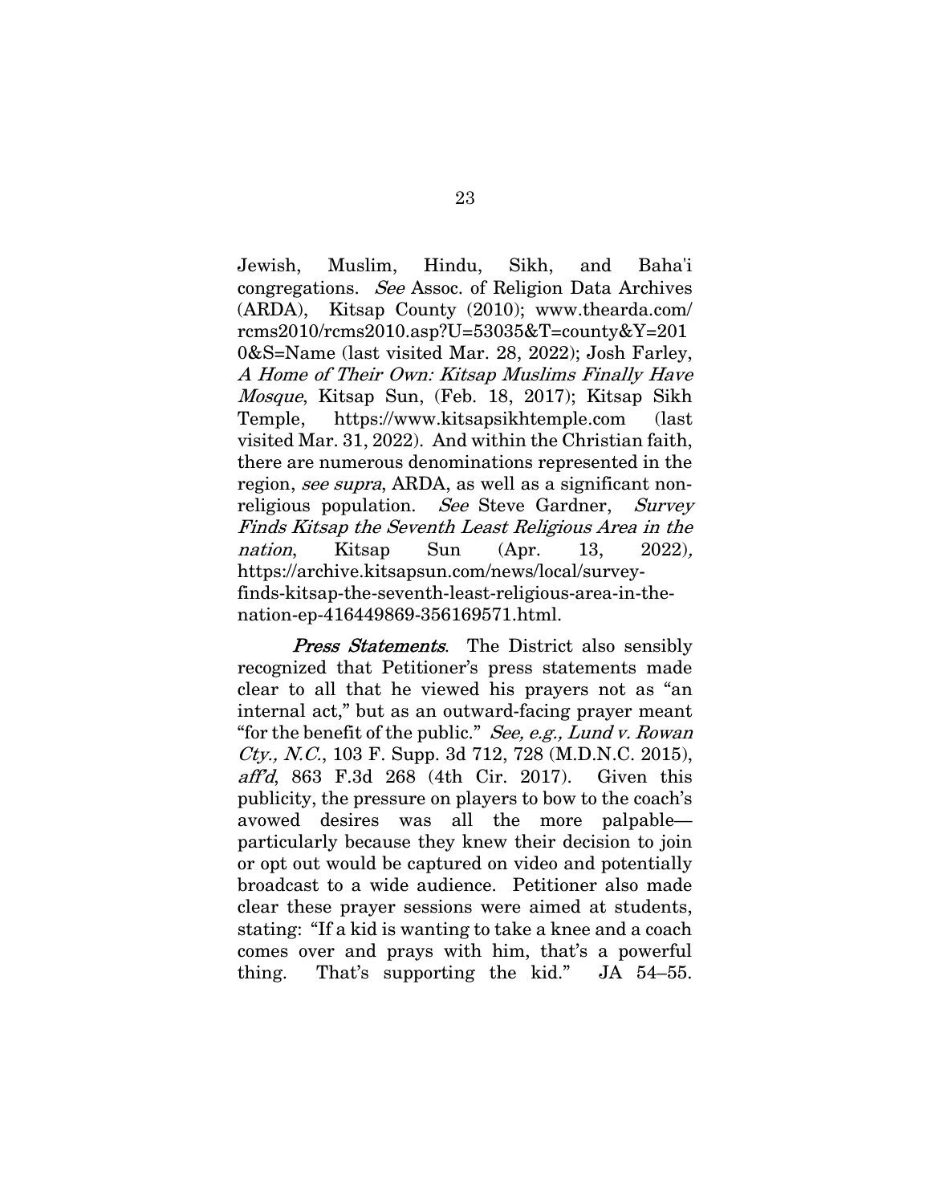Jewish, Muslim, Hindu, Sikh, and Baha'i congregations. *See* Assoc. of Religion Data Archives (ARDA), Kitsap County (2010); www.thearda.com/rcms2010/rcms2010.asp?U=53035&T=county&Y=2010&S=Name (last visited Mar. 28, 2022); Josh Farley, *A Home of Their Own: Kitsap Muslims Finally Have Mosque*, Kitsap Sun, (Feb. 18, 2017); Kitsap Sikh Temple, https://www.kitsapsikhtemple.com (last visited Mar. 31, 2022). And within the Christian faith, there are numerous denominations represented in the region, *see supra*, ARDA, as well as a significant non-religious population. *See* Steve Gardner, *Survey Finds Kitsap the Seventh Least Religious Area in the nation*, Kitsap Sun (Apr. 13, 2022), https://archive.kitsapsun.com/news/local/survey-finds-kitsap-the-seventh-least-religious-area-in-the-nation-ep-416449869-356169571.html.

***Press Statements***. The District also sensibly recognized that Petitioner's press statements made clear to all that he viewed his prayers not as "an internal act," but as an outward-facing prayer meant "for the benefit of the public." *See, e.g., Lund v. Rowan Cty., N.C.*, 103 F. Supp. 3d 712, 728 (M.D.N.C. 2015), *aff'd*, 863 F.3d 268 (4th Cir. 2017). Given this publicity, the pressure on players to bow to the coach's avowed desires was all the more palpable—particularly because they knew their decision to join or opt out would be captured on video and potentially broadcast to a wide audience. Petitioner also made clear these prayer sessions were aimed at students, stating: "If a kid is wanting to take a knee and a coach comes over and prays with him, that's a powerful thing. That's supporting the kid." JA 54–55.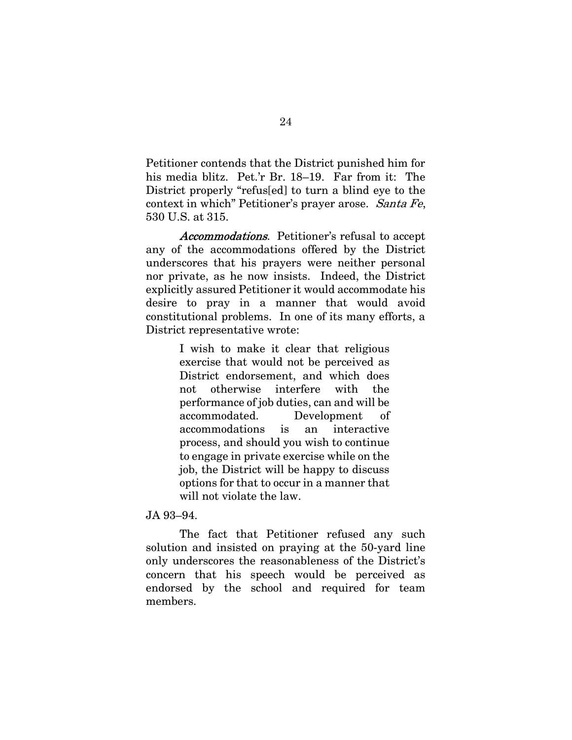Petitioner contends that the District punished him for his media blitz. Pet.'r Br. 18–19. Far from it: The District properly "refus[ed] to turn a blind eye to the context in which" Petitioner's prayer arose. *Santa Fe*, 530 U.S. at 315.

*Accommodations*. Petitioner's refusal to accept any of the accommodations offered by the District underscores that his prayers were neither personal nor private, as he now insists. Indeed, the District explicitly assured Petitioner it would accommodate his desire to pray in a manner that would avoid constitutional problems. In one of its many efforts, a District representative wrote:

> I wish to make it clear that religious exercise that would not be perceived as District endorsement, and which does not otherwise interfere with the performance of job duties, can and will be accommodated. Development of accommodations is an interactive process, and should you wish to continue to engage in private exercise while on the job, the District will be happy to discuss options for that to occur in a manner that will not violate the law.

JA 93–94.

The fact that Petitioner refused any such solution and insisted on praying at the 50-yard line only underscores the reasonableness of the District's concern that his speech would be perceived as endorsed by the school and required for team members.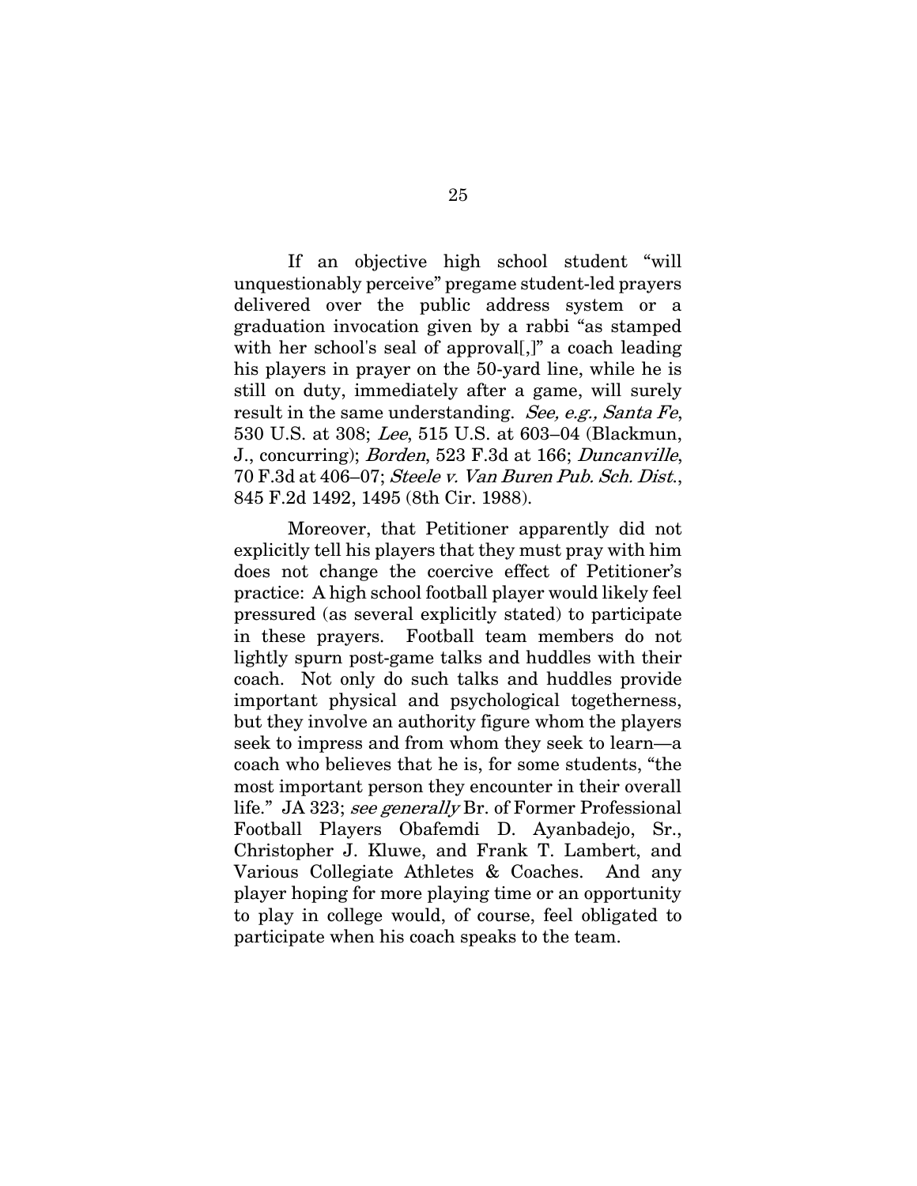If an objective high school student "will unquestionably perceive" pregame student-led prayers delivered over the public address system or a graduation invocation given by a rabbi "as stamped with her school's seal of approval[,]" a coach leading his players in prayer on the 50-yard line, while he is still on duty, immediately after a game, will surely result in the same understanding. *See, e.g., Santa Fe*, 530 U.S. at 308; *Lee*, 515 U.S. at 603–04 (Blackmun, J., concurring); *Borden*, 523 F.3d at 166; *Duncanville*, 70 F.3d at 406–07; *Steele v. Van Buren Pub. Sch. Dist.*, 845 F.2d 1492, 1495 (8th Cir. 1988).

Moreover, that Petitioner apparently did not explicitly tell his players that they must pray with him does not change the coercive effect of Petitioner's practice: A high school football player would likely feel pressured (as several explicitly stated) to participate in these prayers. Football team members do not lightly spurn post-game talks and huddles with their coach. Not only do such talks and huddles provide important physical and psychological togetherness, but they involve an authority figure whom the players seek to impress and from whom they seek to learn—a coach who believes that he is, for some students, "the most important person they encounter in their overall life." JA 323; *see generally* Br. of Former Professional Football Players Obafemdi D. Ayanbadejo, Sr., Christopher J. Kluwe, and Frank T. Lambert, and Various Collegiate Athletes & Coaches. And any player hoping for more playing time or an opportunity to play in college would, of course, feel obligated to participate when his coach speaks to the team.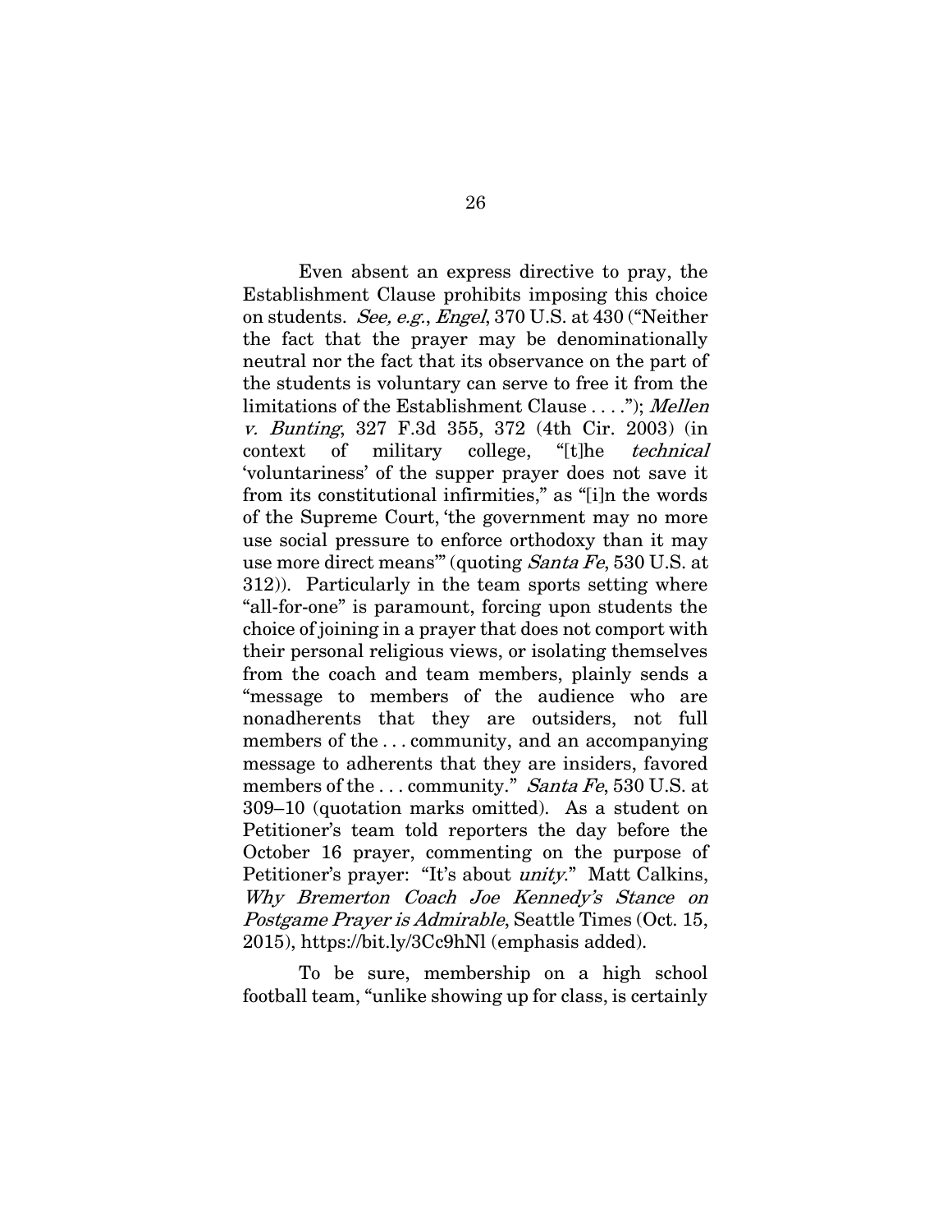Even absent an express directive to pray, the Establishment Clause prohibits imposing this choice on students. *See, e.g.*, *Engel*, 370 U.S. at 430 ("Neither the fact that the prayer may be denominationally neutral nor the fact that its observance on the part of the students is voluntary can serve to free it from the limitations of the Establishment Clause . . . ."); *Mellen v. Bunting*, 327 F.3d 355, 372 (4th Cir. 2003) (in context of military college, "[t]he *technical* 'voluntariness' of the supper prayer does not save it from its constitutional infirmities," as "[i]n the words of the Supreme Court, 'the government may no more use social pressure to enforce orthodoxy than it may use more direct means'" (quoting *Santa Fe*, 530 U.S. at 312)). Particularly in the team sports setting where "all-for-one" is paramount, forcing upon students the choice of joining in a prayer that does not comport with their personal religious views, or isolating themselves from the coach and team members, plainly sends a "message to members of the audience who are nonadherents that they are outsiders, not full members of the . . . community, and an accompanying message to adherents that they are insiders, favored members of the . . . community." *Santa Fe*, 530 U.S. at 309–10 (quotation marks omitted). As a student on Petitioner's team told reporters the day before the October 16 prayer, commenting on the purpose of Petitioner's prayer: "It's about *unity*." Matt Calkins, *Why Bremerton Coach Joe Kennedy's Stance on Postgame Prayer is Admirable*, Seattle Times (Oct. 15, 2015), https://bit.ly/3Cc9hNl (emphasis added).

To be sure, membership on a high school football team, "unlike showing up for class, is certainly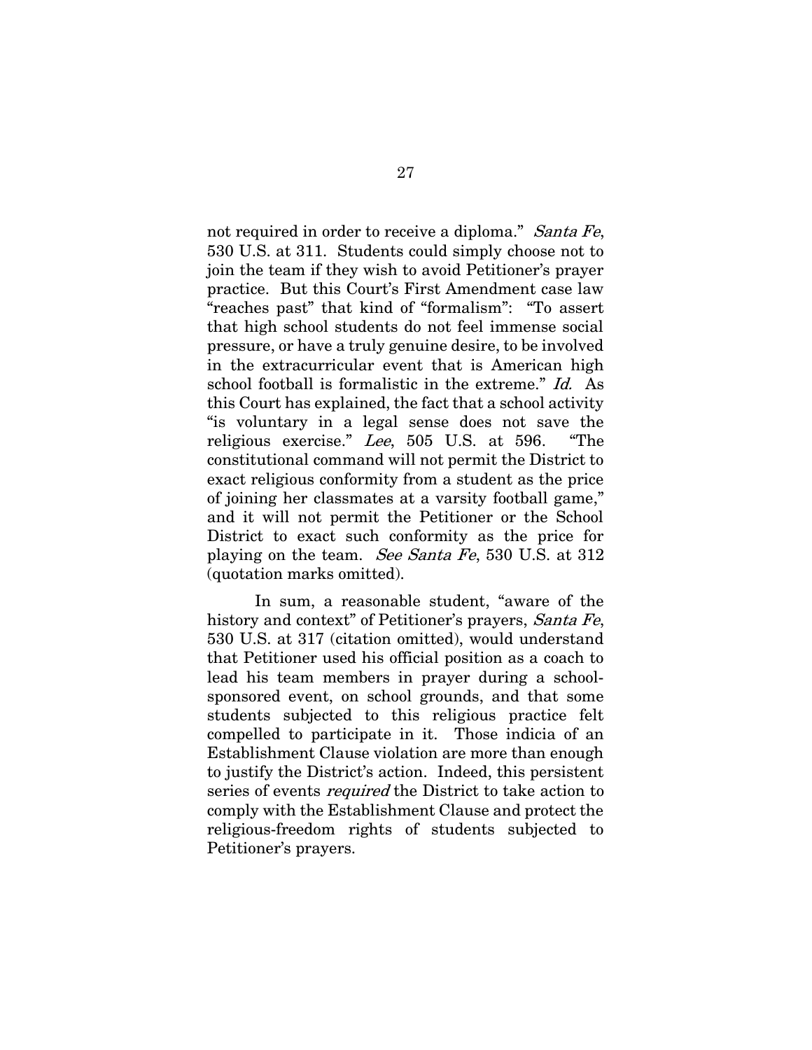not required in order to receive a diploma." *Santa Fe*, 530 U.S. at 311. Students could simply choose not to join the team if they wish to avoid Petitioner's prayer practice. But this Court's First Amendment case law "reaches past" that kind of "formalism": "To assert that high school students do not feel immense social pressure, or have a truly genuine desire, to be involved in the extracurricular event that is American high school football is formalistic in the extreme." *Id.* As this Court has explained, the fact that a school activity "is voluntary in a legal sense does not save the religious exercise." *Lee*, 505 U.S. at 596. "The constitutional command will not permit the District to exact religious conformity from a student as the price of joining her classmates at a varsity football game," and it will not permit the Petitioner or the School District to exact such conformity as the price for playing on the team. *See Santa Fe*, 530 U.S. at 312 (quotation marks omitted).

In sum, a reasonable student, "aware of the history and context" of Petitioner's prayers, *Santa Fe*, 530 U.S. at 317 (citation omitted), would understand that Petitioner used his official position as a coach to lead his team members in prayer during a school-sponsored event, on school grounds, and that some students subjected to this religious practice felt compelled to participate in it. Those indicia of an Establishment Clause violation are more than enough to justify the District's action. Indeed, this persistent series of events *required* the District to take action to comply with the Establishment Clause and protect the religious-freedom rights of students subjected to Petitioner's prayers.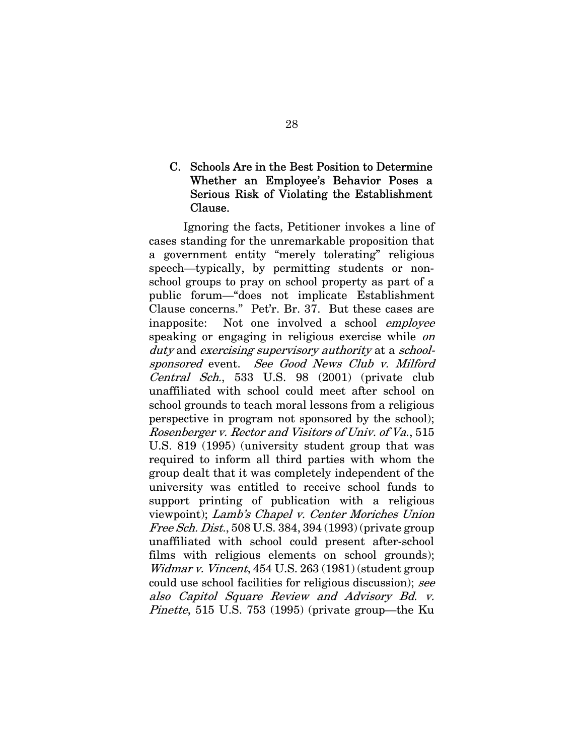### C. Schools Are in the Best Position to Determine Whether an Employee's Behavior Poses a Serious Risk of Violating the Establishment Clause.

Ignoring the facts, Petitioner invokes a line of cases standing for the unremarkable proposition that a government entity "merely tolerating" religious speech—typically, by permitting students or non-school groups to pray on school property as part of a public forum—"does not implicate Establishment Clause concerns." Pet'r. Br. 37. But these cases are inapposite: Not one involved a school *employee* speaking or engaging in religious exercise while *on duty* and *exercising supervisory authority* at a *school-sponsored* event. *See Good News Club v. Milford Central Sch.*, 533 U.S. 98 (2001) (private club unaffiliated with school could meet after school on school grounds to teach moral lessons from a religious perspective in program not sponsored by the school); *Rosenberger v. Rector and Visitors of Univ. of Va.*, 515 U.S. 819 (1995) (university student group that was required to inform all third parties with whom the group dealt that it was completely independent of the university was entitled to receive school funds to support printing of publication with a religious viewpoint); *Lamb's Chapel v. Center Moriches Union Free Sch. Dist.*, 508 U.S. 384, 394 (1993) (private group unaffiliated with school could present after-school films with religious elements on school grounds); *Widmar v. Vincent*, 454 U.S. 263 (1981) (student group could use school facilities for religious discussion); *see also Capitol Square Review and Advisory Bd. v. Pinette*, 515 U.S. 753 (1995) (private group—the Ku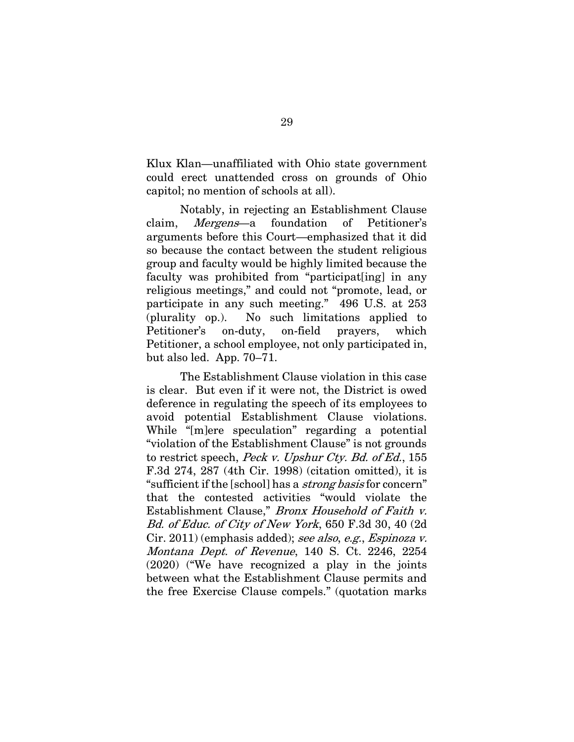Klux Klan—unaffiliated with Ohio state government could erect unattended cross on grounds of Ohio capitol; no mention of schools at all).

Notably, in rejecting an Establishment Clause claim, *Mergens*—a foundation of Petitioner's arguments before this Court—emphasized that it did so because the contact between the student religious group and faculty would be highly limited because the faculty was prohibited from "participat[ing] in any religious meetings," and could not "promote, lead, or participate in any such meeting." 496 U.S. at 253 (plurality op.). No such limitations applied to Petitioner's on-duty, on-field prayers, which Petitioner, a school employee, not only participated in, but also led. App. 70–71.

The Establishment Clause violation in this case is clear. But even if it were not, the District is owed deference in regulating the speech of its employees to avoid potential Establishment Clause violations. While "[m]ere speculation" regarding a potential "violation of the Establishment Clause" is not grounds to restrict speech, *Peck v. Upshur Cty. Bd. of Ed.*, 155 F.3d 274, 287 (4th Cir. 1998) (citation omitted), it is "sufficient if the [school] has a *strong basis* for concern" that the contested activities "would violate the Establishment Clause," *Bronx Household of Faith v. Bd. of Educ. of City of New York*, 650 F.3d 30, 40 (2d Cir. 2011) (emphasis added); *see also*, *e.g.*, *Espinoza v. Montana Dept. of Revenue*, 140 S. Ct. 2246, 2254 (2020) ("We have recognized a play in the joints between what the Establishment Clause permits and the free Exercise Clause compels." (quotation marks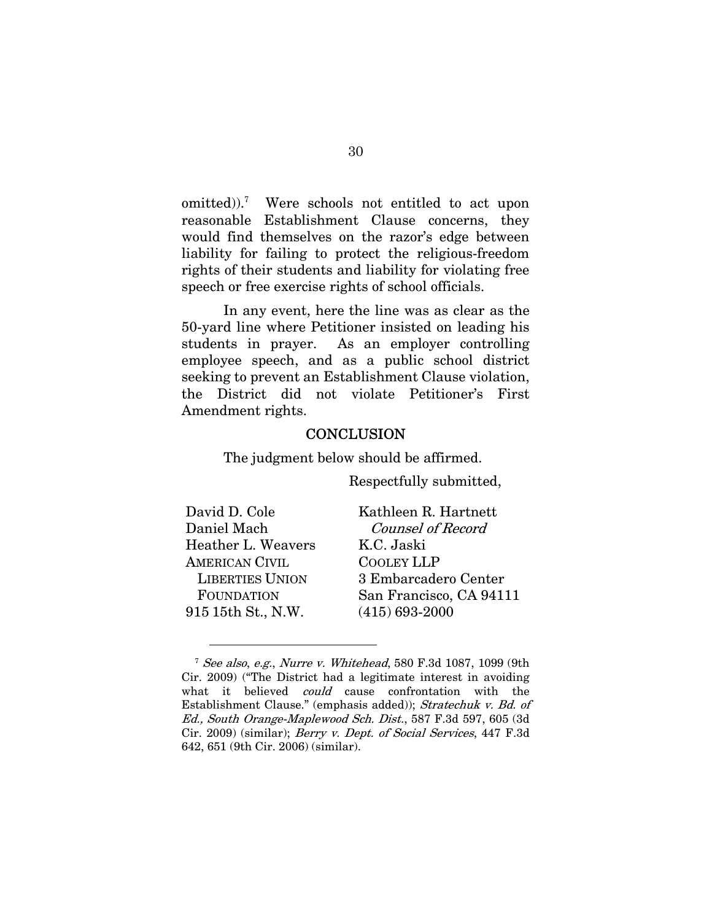omitted)).[7] Were schools not entitled to act upon reasonable Establishment Clause concerns, they would find themselves on the razor's edge between liability for failing to protect the religious-freedom rights of their students and liability for violating free speech or free exercise rights of school officials.

In any event, here the line was as clear as the 50-yard line where Petitioner insisted on leading his students in prayer. As an employer controlling employee speech, and as a public school district seeking to prevent an Establishment Clause violation, the District did not violate Petitioner's First Amendment rights.

## CONCLUSION

The judgment below should be affirmed.

Respectfully submitted,

David D. Cole
Daniel Mach
Heather L. Weavers
AMERICAN CIVIL LIBERTIES UNION FOUNDATION
915 15th St., N.W.

Kathleen R. Hartnett
*Counsel of Record*
K.C. Jaski
COOLEY LLP
3 Embarcadero Center
San Francisco, CA 94111
(415) 693-2000

---

[7] *See also*, *e.g.*, *Nurre v. Whitehead*, 580 F.3d 1087, 1099 (9th Cir. 2009) ("The District had a legitimate interest in avoiding what it believed *could* cause confrontation with the Establishment Clause." (emphasis added)); *Stratechuk v. Bd. of Ed., South Orange-Maplewood Sch. Dist.*, 587 F.3d 597, 605 (3d Cir. 2009) (similar); *Berry v. Dept. of Social Services*, 447 F.3d 642, 651 (9th Cir. 2006) (similar).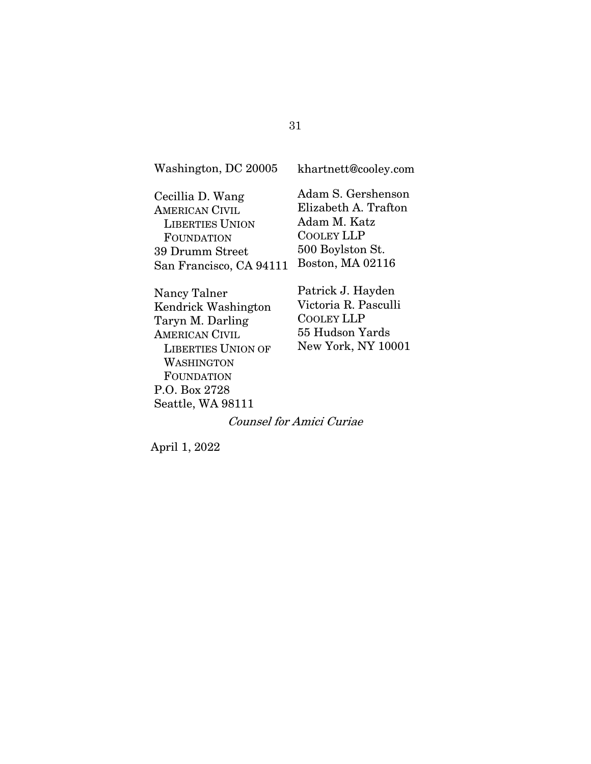Washington, DC 20005

khartnett@cooley.com

Cecillia D. Wang
AMERICAN CIVIL
LIBERTIES UNION
FOUNDATION
39 Drumm Street
San Francisco, CA 94111

Adam S. Gershenson
Elizabeth A. Trafton
Adam M. Katz
COOLEY LLP
500 Boylston St.
Boston, MA 02116

Nancy Talner
Kendrick Washington
Taryn M. Darling
AMERICAN CIVIL
LIBERTIES UNION OF
WASHINGTON
FOUNDATION
P.O. Box 2728
Seattle, WA 98111

Patrick J. Hayden
Victoria R. Pasculli
COOLEY LLP
55 Hudson Yards
New York, NY 10001

*Counsel for Amici Curiae*

April 1, 2022